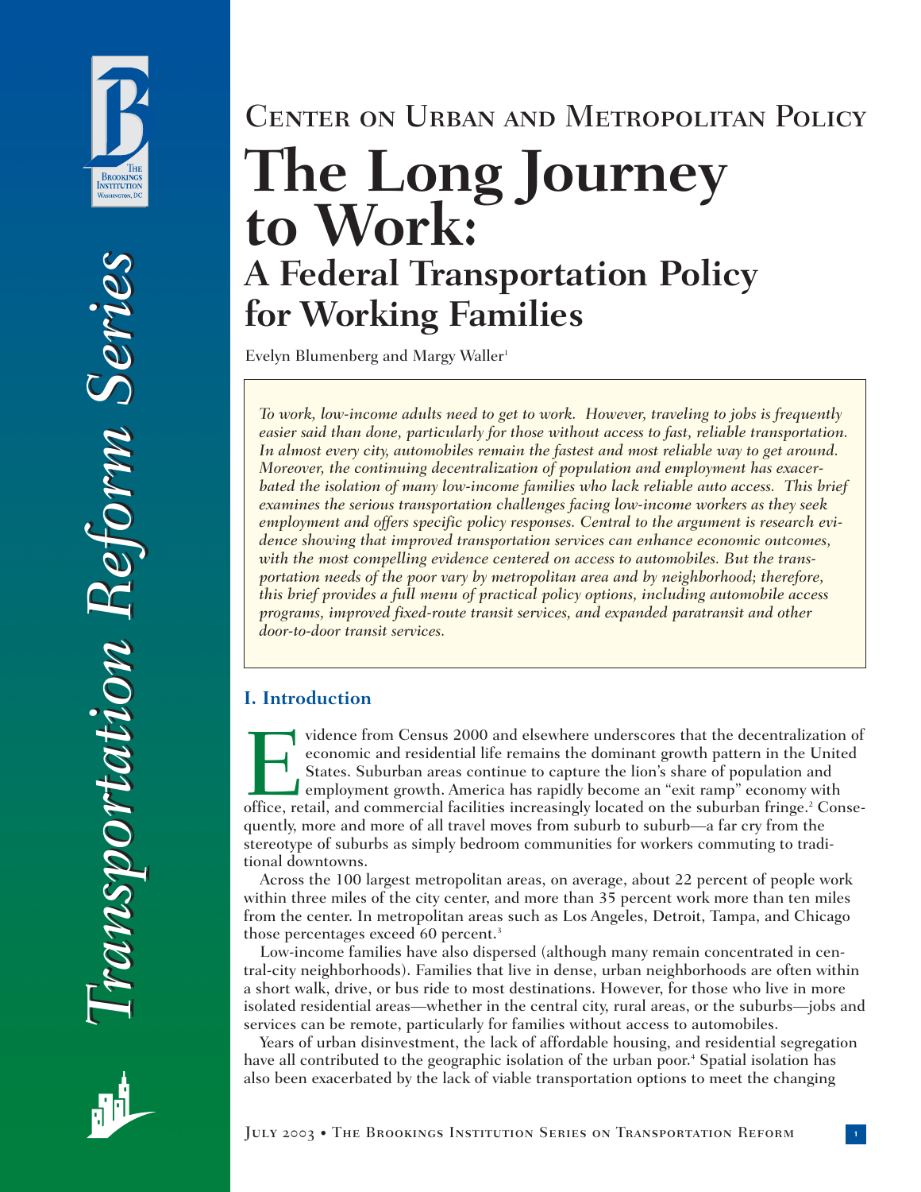# Center on Urban and Metropolitan Policy

# The Long Journey to Work: A Federal Transportation Policy for Working Families

Evelyn Blumenberg and Margy Waller[1]

*To work, low-income adults need to get to work. However, traveling to jobs is frequently easier said than done, particularly for those without access to fast, reliable transportation. In almost every city, automobiles remain the fastest and most reliable way to get around. Moreover, the continuing decentralization of population and employment has exacerbated the isolation of many low-income families who lack reliable auto access. This brief examines the serious transportation challenges facing low-income workers as they seek employment and offers specific policy responses. Central to the argument is research evidence showing that improved transportation services can enhance economic outcomes, with the most compelling evidence centered on access to automobiles. But the transportation needs of the poor vary by metropolitan area and by neighborhood; therefore, this brief provides a full menu of practical policy options, including automobile access programs, improved fixed-route transit services, and expanded paratransit and other door-to-door transit services.*

## I. Introduction

Evidence from Census 2000 and elsewhere underscores that the decentralization of economic and residential life remains the dominant growth pattern in the United States. Suburban areas continue to capture the lion's share of population and employment growth. America has rapidly become an "exit ramp" economy with office, retail, and commercial facilities increasingly located on the suburban fringe.[2] Consequently, more and more of all travel moves from suburb to suburb—a far cry from the stereotype of suburbs as simply bedroom communities for workers commuting to traditional downtowns.

Across the 100 largest metropolitan areas, on average, about 22 percent of people work within three miles of the city center, and more than 35 percent work more than ten miles from the center. In metropolitan areas such as Los Angeles, Detroit, Tampa, and Chicago those percentages exceed 60 percent.[3]

Low-income families have also dispersed (although many remain concentrated in central-city neighborhoods). Families that live in dense, urban neighborhoods are often within a short walk, drive, or bus ride to most destinations. However, for those who live in more isolated residential areas—whether in the central city, rural areas, or the suburbs—jobs and services can be remote, particularly for families without access to automobiles.

Years of urban disinvestment, the lack of affordable housing, and residential segregation have all contributed to the geographic isolation of the urban poor.[4] Spatial isolation has also been exacerbated by the lack of viable transportation options to meet the changing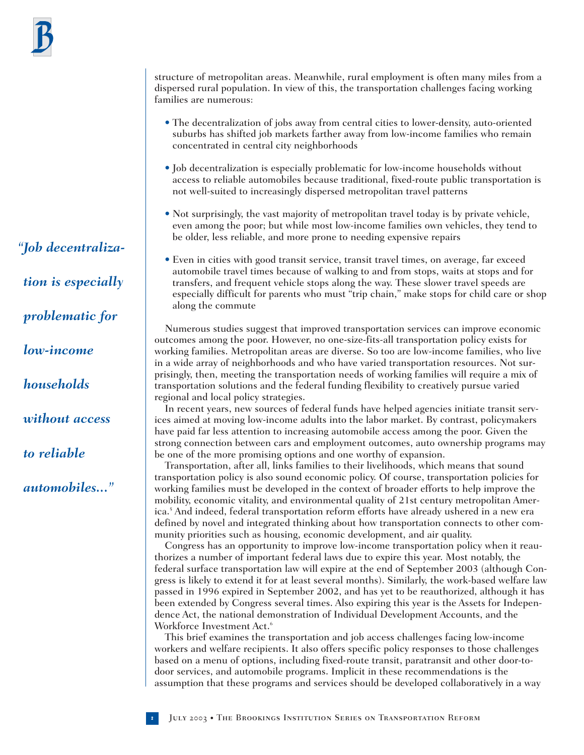structure of metropolitan areas. Meanwhile, rural employment is often many miles from a dispersed rural population. In view of this, the transportation challenges facing working families are numerous:

- The decentralization of jobs away from central cities to lower-density, auto-oriented suburbs has shifted job markets farther away from low-income families who remain concentrated in central city neighborhoods
- Job decentralization is especially problematic for low-income households without access to reliable automobiles because traditional, fixed-route public transportation is not well-suited to increasingly dispersed metropolitan travel patterns
- Not surprisingly, the vast majority of metropolitan travel today is by private vehicle, even among the poor; but while most low-income families own vehicles, they tend to be older, less reliable, and more prone to needing expensive repairs
- Even in cities with good transit service, transit travel times, on average, far exceed automobile travel times because of walking to and from stops, waits at stops and for transfers, and frequent vehicle stops along the way. These slower travel speeds are especially difficult for parents who must "trip chain," make stops for child care or shop along the commute

*"Job decentralization is especially problematic for low-income households without access to reliable automobiles..."*

Numerous studies suggest that improved transportation services can improve economic outcomes among the poor. However, no one-size-fits-all transportation policy exists for working families. Metropolitan areas are diverse. So too are low-income families, who live in a wide array of neighborhoods and who have varied transportation resources. Not surprisingly, then, meeting the transportation needs of working families will require a mix of transportation solutions and the federal funding flexibility to creatively pursue varied regional and local policy strategies.

In recent years, new sources of federal funds have helped agencies initiate transit services aimed at moving low-income adults into the labor market. By contrast, policymakers have paid far less attention to increasing automobile access among the poor. Given the strong connection between cars and employment outcomes, auto ownership programs may be one of the more promising options and one worthy of expansion.

Transportation, after all, links families to their livelihoods, which means that sound transportation policy is also sound economic policy. Of course, transportation policies for working families must be developed in the context of broader efforts to help improve the mobility, economic vitality, and environmental quality of 21st century metropolitan America.[5] And indeed, federal transportation reform efforts have already ushered in a new era defined by novel and integrated thinking about how transportation connects to other community priorities such as housing, economic development, and air quality.

Congress has an opportunity to improve low-income transportation policy when it reauthorizes a number of important federal laws due to expire this year. Most notably, the federal surface transportation law will expire at the end of September 2003 (although Congress is likely to extend it for at least several months). Similarly, the work-based welfare law passed in 1996 expired in September 2002, and has yet to be reauthorized, although it has been extended by Congress several times. Also expiring this year is the Assets for Independence Act, the national demonstration of Individual Development Accounts, and the Workforce Investment Act.[6]

This brief examines the transportation and job access challenges facing low-income workers and welfare recipients. It also offers specific policy responses to those challenges based on a menu of options, including fixed-route transit, paratransit and other door-to-door services, and automobile programs. Implicit in these recommendations is the assumption that these programs and services should be developed collaboratively in a way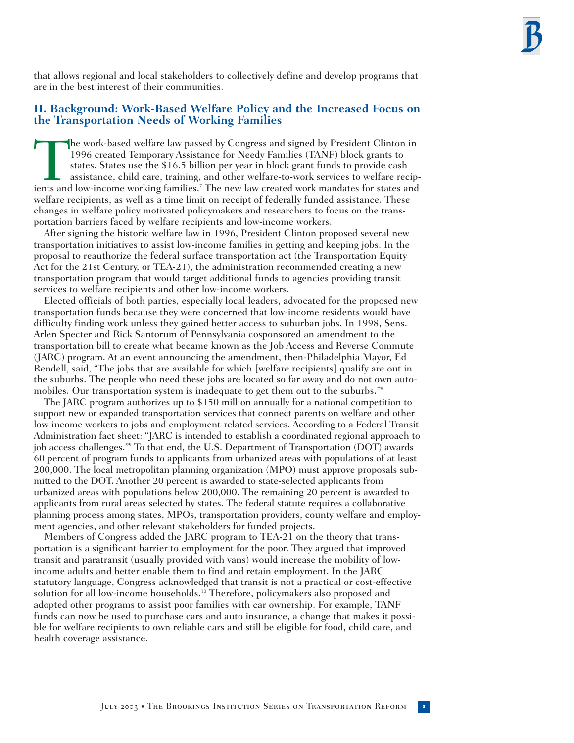that allows regional and local stakeholders to collectively define and develop programs that are in the best interest of their communities.

## II. Background: Work-Based Welfare Policy and the Increased Focus on the Transportation Needs of Working Families

The work-based welfare law passed by Congress and signed by President Clinton in 1996 created Temporary Assistance for Needy Families (TANF) block grants to states. States use the $16.5 billion per year in block grant funds to provide cash assistance, child care, training, and other welfare-to-work services to welfare recipients and low-income working families.[7] The new law created work mandates for states and welfare recipients, as well as a time limit on receipt of federally funded assistance. These changes in welfare policy motivated policymakers and researchers to focus on the transportation barriers faced by welfare recipients and low-income workers.

After signing the historic welfare law in 1996, President Clinton proposed several new transportation initiatives to assist low-income families in getting and keeping jobs. In the proposal to reauthorize the federal surface transportation act (the Transportation Equity Act for the 21st Century, or TEA-21), the administration recommended creating a new transportation program that would target additional funds to agencies providing transit services to welfare recipients and other low-income workers.

Elected officials of both parties, especially local leaders, advocated for the proposed new transportation funds because they were concerned that low-income residents would have difficulty finding work unless they gained better access to suburban jobs. In 1998, Sens. Arlen Specter and Rick Santorum of Pennsylvania cosponsored an amendment to the transportation bill to create what became known as the Job Access and Reverse Commute (JARC) program. At an event announcing the amendment, then-Philadelphia Mayor, Ed Rendell, said, "The jobs that are available for which [welfare recipients] qualify are out in the suburbs. The people who need these jobs are located so far away and do not own automobiles. Our transportation system is inadequate to get them out to the suburbs."[8]

The JARC program authorizes up to $150 million annually for a national competition to support new or expanded transportation services that connect parents on welfare and other low-income workers to jobs and employment-related services. According to a Federal Transit Administration fact sheet: "JARC is intended to establish a coordinated regional approach to job access challenges."[9] To that end, the U.S. Department of Transportation (DOT) awards 60 percent of program funds to applicants from urbanized areas with populations of at least 200,000. The local metropolitan planning organization (MPO) must approve proposals submitted to the DOT. Another 20 percent is awarded to state-selected applicants from urbanized areas with populations below 200,000. The remaining 20 percent is awarded to applicants from rural areas selected by states. The federal statute requires a collaborative planning process among states, MPOs, transportation providers, county welfare and employment agencies, and other relevant stakeholders for funded projects.

Members of Congress added the JARC program to TEA-21 on the theory that transportation is a significant barrier to employment for the poor. They argued that improved transit and paratransit (usually provided with vans) would increase the mobility of low-income adults and better enable them to find and retain employment. In the JARC statutory language, Congress acknowledged that transit is not a practical or cost-effective solution for all low-income households.[10] Therefore, policymakers also proposed and adopted other programs to assist poor families with car ownership. For example, TANF funds can now be used to purchase cars and auto insurance, a change that makes it possible for welfare recipients to own reliable cars and still be eligible for food, child care, and health coverage assistance.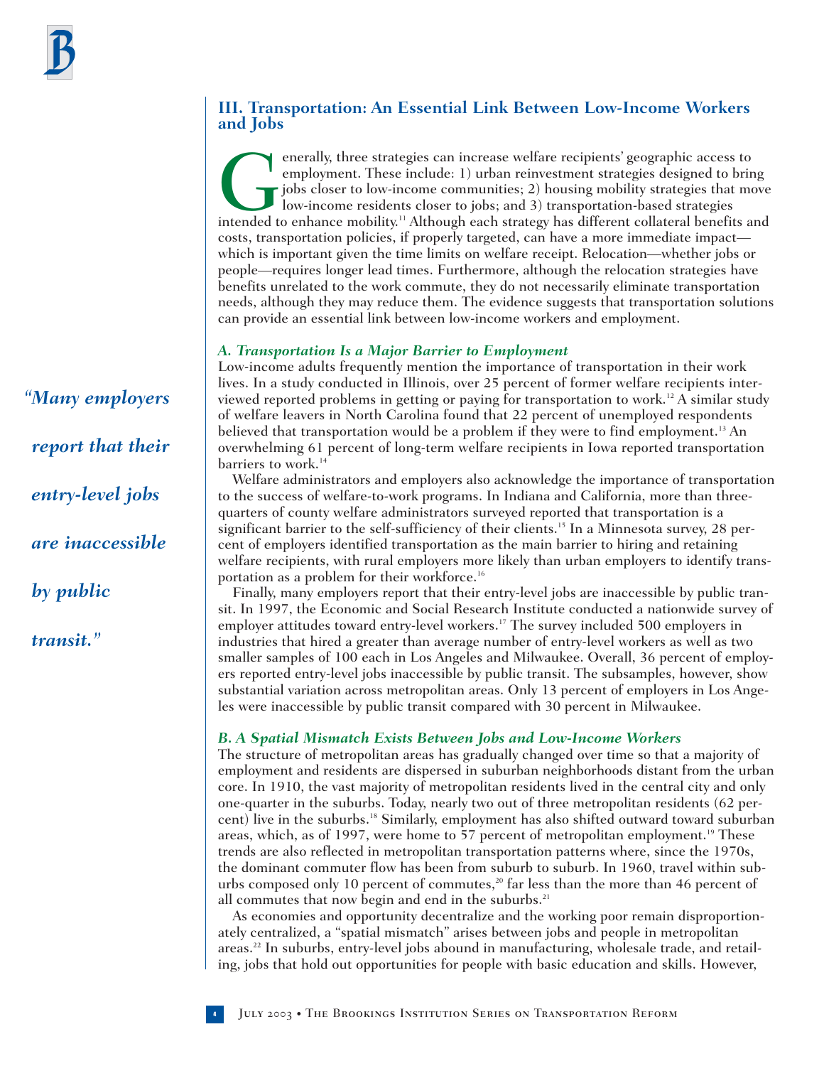## III. Transportation: An Essential Link Between Low-Income Workers and Jobs

Generally, three strategies can increase welfare recipients' geographic access to employment. These include: 1) urban reinvestment strategies designed to bring jobs closer to low-income communities; 2) housing mobility strategies that move low-income residents closer to jobs; and 3) transportation-based strategies intended to enhance mobility.[11] Although each strategy has different collateral benefits and costs, transportation policies, if properly targeted, can have a more immediate impact—which is important given the time limits on welfare receipt. Relocation—whether jobs or people—requires longer lead times. Furthermore, although the relocation strategies have benefits unrelated to the work commute, they do not necessarily eliminate transportation needs, although they may reduce them. The evidence suggests that transportation solutions can provide an essential link between low-income workers and employment.

### *A. Transportation Is a Major Barrier to Employment*

Low-income adults frequently mention the importance of transportation in their work lives. In a study conducted in Illinois, over 25 percent of former welfare recipients interviewed reported problems in getting or paying for transportation to work.[12] A similar study of welfare leavers in North Carolina found that 22 percent of unemployed respondents believed that transportation would be a problem if they were to find employment.[13] An overwhelming 61 percent of long-term welfare recipients in Iowa reported transportation barriers to work.[14]

Welfare administrators and employers also acknowledge the importance of transportation to the success of welfare-to-work programs. In Indiana and California, more than three-quarters of county welfare administrators surveyed reported that transportation is a significant barrier to the self-sufficiency of their clients.[15] In a Minnesota survey, 28 percent of employers identified transportation as the main barrier to hiring and retaining welfare recipients, with rural employers more likely than urban employers to identify transportation as a problem for their workforce.[16]

Finally, many employers report that their entry-level jobs are inaccessible by public transit. In 1997, the Economic and Social Research Institute conducted a nationwide survey of employer attitudes toward entry-level workers.[17] The survey included 500 employers in industries that hired a greater than average number of entry-level workers as well as two smaller samples of 100 each in Los Angeles and Milwaukee. Overall, 36 percent of employers reported entry-level jobs inaccessible by public transit. The subsamples, however, show substantial variation across metropolitan areas. Only 13 percent of employers in Los Angeles were inaccessible by public transit compared with 30 percent in Milwaukee.

*"Many employers report that their entry-level jobs are inaccessible by public transit."*

### *B. A Spatial Mismatch Exists Between Jobs and Low-Income Workers*

The structure of metropolitan areas has gradually changed over time so that a majority of employment and residents are dispersed in suburban neighborhoods distant from the urban core. In 1910, the vast majority of metropolitan residents lived in the central city and only one-quarter in the suburbs. Today, nearly two out of three metropolitan residents (62 percent) live in the suburbs.[18] Similarly, employment has also shifted outward toward suburban areas, which, as of 1997, were home to 57 percent of metropolitan employment.[19] These trends are also reflected in metropolitan transportation patterns where, since the 1970s, the dominant commuter flow has been from suburb to suburb. In 1960, travel within suburbs composed only 10 percent of commutes,[20] far less than the more than 46 percent of all commutes that now begin and end in the suburbs.[21]

As economies and opportunity decentralize and the working poor remain disproportionately centralized, a "spatial mismatch" arises between jobs and people in metropolitan areas.[22] In suburbs, entry-level jobs abound in manufacturing, wholesale trade, and retailing, jobs that hold out opportunities for people with basic education and skills. However,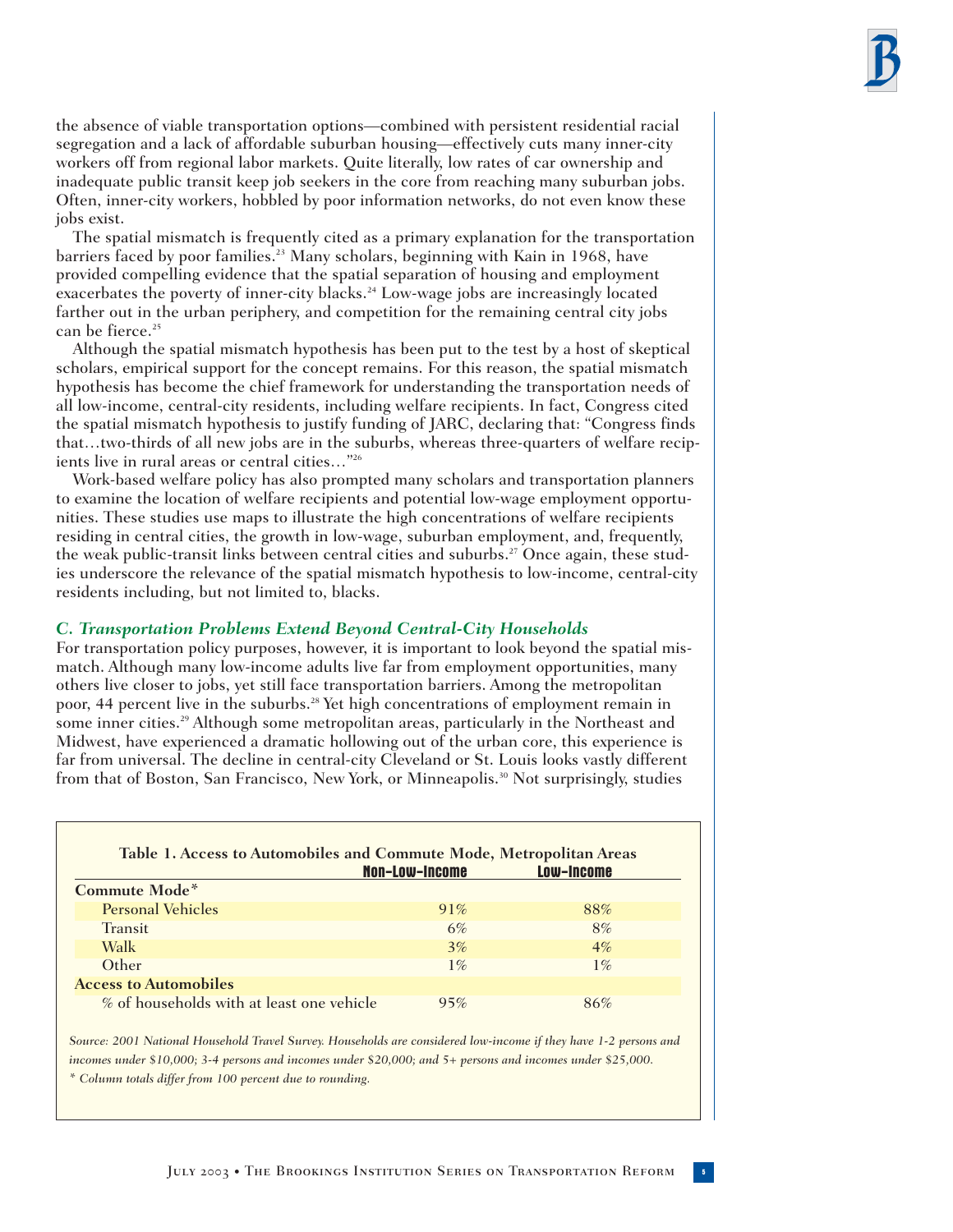the absence of viable transportation options—combined with persistent residential racial segregation and a lack of affordable suburban housing—effectively cuts many inner-city workers off from regional labor markets. Quite literally, low rates of car ownership and inadequate public transit keep job seekers in the core from reaching many suburban jobs. Often, inner-city workers, hobbled by poor information networks, do not even know these jobs exist.

The spatial mismatch is frequently cited as a primary explanation for the transportation barriers faced by poor families.[23] Many scholars, beginning with Kain in 1968, have provided compelling evidence that the spatial separation of housing and employment exacerbates the poverty of inner-city blacks.[24] Low-wage jobs are increasingly located farther out in the urban periphery, and competition for the remaining central city jobs can be fierce.[25]

Although the spatial mismatch hypothesis has been put to the test by a host of skeptical scholars, empirical support for the concept remains. For this reason, the spatial mismatch hypothesis has become the chief framework for understanding the transportation needs of all low-income, central-city residents, including welfare recipients. In fact, Congress cited the spatial mismatch hypothesis to justify funding of JARC, declaring that: "Congress finds that…two-thirds of all new jobs are in the suburbs, whereas three-quarters of welfare recipients live in rural areas or central cities…"[26]

Work-based welfare policy has also prompted many scholars and transportation planners to examine the location of welfare recipients and potential low-wage employment opportunities. These studies use maps to illustrate the high concentrations of welfare recipients residing in central cities, the growth in low-wage, suburban employment, and, frequently, the weak public-transit links between central cities and suburbs.[27] Once again, these studies underscore the relevance of the spatial mismatch hypothesis to low-income, central-city residents including, but not limited to, blacks.

### *C. Transportation Problems Extend Beyond Central-City Households*

For transportation policy purposes, however, it is important to look beyond the spatial mismatch. Although many low-income adults live far from employment opportunities, many others live closer to jobs, yet still face transportation barriers. Among the metropolitan poor, 44 percent live in the suburbs.[28] Yet high concentrations of employment remain in some inner cities.[29] Although some metropolitan areas, particularly in the Northeast and Midwest, have experienced a dramatic hollowing out of the urban core, this experience is far from universal. The decline in central-city Cleveland or St. Louis looks vastly different from that of Boston, San Francisco, New York, or Minneapolis.[30] Not surprisingly, studies

**Table 1. Access to Automobiles and Commute Mode, Metropolitan Areas**

| | Non-Low-Income | Low-Income |
|---|---|---|
| **Commute Mode*** | | |
| Personal Vehicles | 91% | 88% |
| Transit | 6% | 8% |
| Walk | 3% | 4% |
| Other | 1% | 1% |
| **Access to Automobiles** | | |
| % of households with at least one vehicle | 95% | 86% |

*Source: 2001 National Household Travel Survey. Households are considered low-income if they have 1-2 persons and incomes under $10,000; 3-4 persons and incomes under $20,000; and 5+ persons and incomes under $25,000.*

*\* Column totals differ from 100 percent due to rounding.*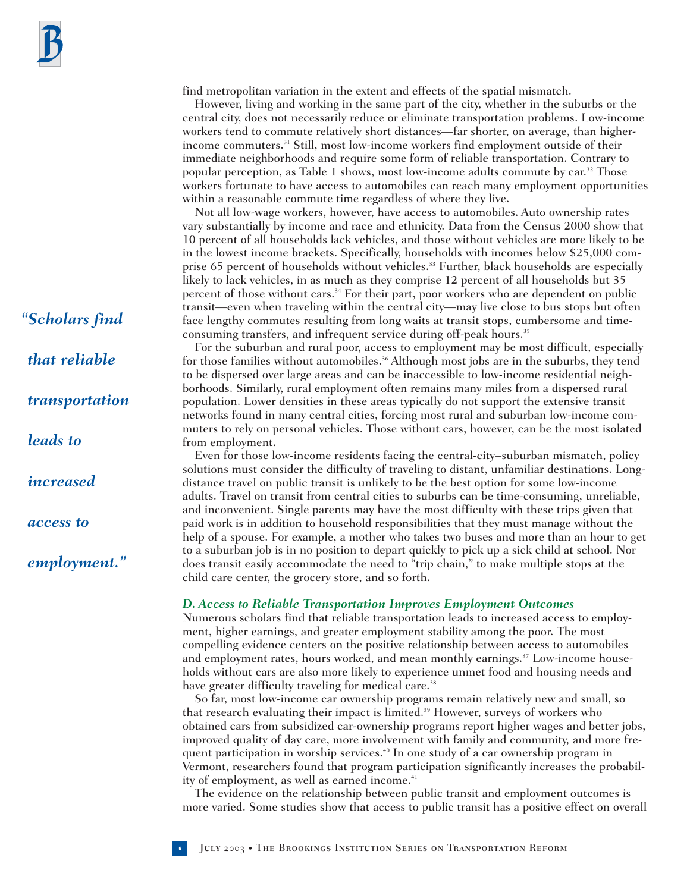find metropolitan variation in the extent and effects of the spatial mismatch.

However, living and working in the same part of the city, whether in the suburbs or the central city, does not necessarily reduce or eliminate transportation problems. Low-income workers tend to commute relatively short distances—far shorter, on average, than higher-income commuters.[31] Still, most low-income workers find employment outside of their immediate neighborhoods and require some form of reliable transportation. Contrary to popular perception, as Table 1 shows, most low-income adults commute by car.[32] Those workers fortunate to have access to automobiles can reach many employment opportunities within a reasonable commute time regardless of where they live.

Not all low-wage workers, however, have access to automobiles. Auto ownership rates vary substantially by income and race and ethnicity. Data from the Census 2000 show that 10 percent of all households lack vehicles, and those without vehicles are more likely to be in the lowest income brackets. Specifically, households with incomes below $25,000 comprise 65 percent of households without vehicles.[33] Further, black households are especially likely to lack vehicles, in as much as they comprise 12 percent of all households but 35 percent of those without cars.[34] For their part, poor workers who are dependent on public transit—even when traveling within the central city—may live close to bus stops but often face lengthy commutes resulting from long waits at transit stops, cumbersome and time-consuming transfers, and infrequent service during off-peak hours.[35]

For the suburban and rural poor, access to employment may be most difficult, especially for those families without automobiles.[36] Although most jobs are in the suburbs, they tend to be dispersed over large areas and can be inaccessible to low-income residential neighborhoods. Similarly, rural employment often remains many miles from a dispersed rural population. Lower densities in these areas typically do not support the extensive transit networks found in many central cities, forcing most rural and suburban low-income commuters to rely on personal vehicles. Those without cars, however, can be the most isolated from employment.

Even for those low-income residents facing the central-city–suburban mismatch, policy solutions must consider the difficulty of traveling to distant, unfamiliar destinations. Long-distance travel on public transit is unlikely to be the best option for some low-income adults. Travel on transit from central cities to suburbs can be time-consuming, unreliable, and inconvenient. Single parents may have the most difficulty with these trips given that paid work is in addition to household responsibilities that they must manage without the help of a spouse. For example, a mother who takes two buses and more than an hour to get to a suburban job is in no position to depart quickly to pick up a sick child at school. Nor does transit easily accommodate the need to "trip chain," to make multiple stops at the child care center, the grocery store, and so forth.

*"Scholars find that reliable transportation leads to increased access to employment."*

### D. Access to Reliable Transportation Improves Employment Outcomes

Numerous scholars find that reliable transportation leads to increased access to employment, higher earnings, and greater employment stability among the poor. The most compelling evidence centers on the positive relationship between access to automobiles and employment rates, hours worked, and mean monthly earnings.[37] Low-income households without cars are also more likely to experience unmet food and housing needs and have greater difficulty traveling for medical care.[38]

So far, most low-income car ownership programs remain relatively new and small, so that research evaluating their impact is limited.[39] However, surveys of workers who obtained cars from subsidized car-ownership programs report higher wages and better jobs, improved quality of day care, more involvement with family and community, and more frequent participation in worship services.[40] In one study of a car ownership program in Vermont, researchers found that program participation significantly increases the probability of employment, as well as earned income.[41]

The evidence on the relationship between public transit and employment outcomes is more varied. Some studies show that access to public transit has a positive effect on overall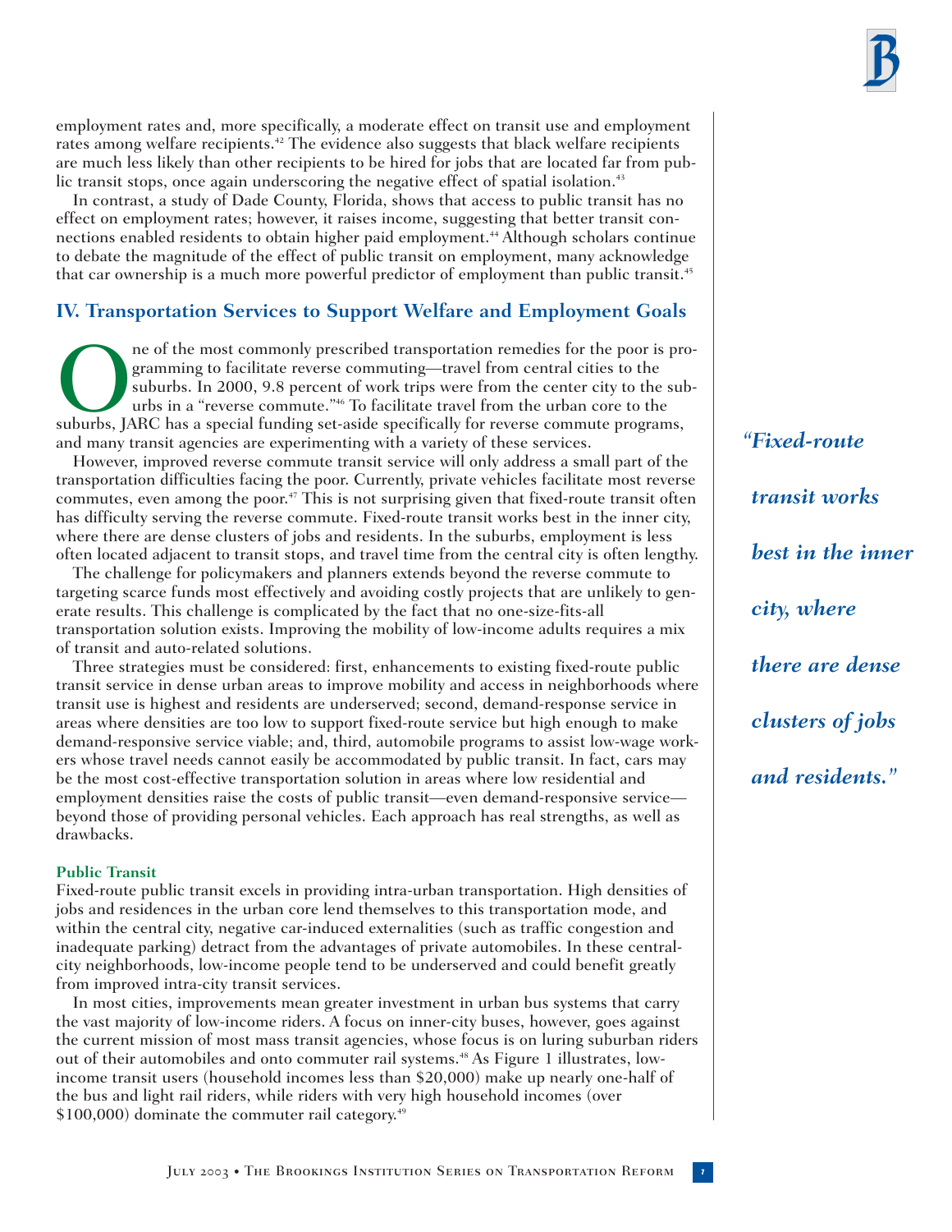employment rates and, more specifically, a moderate effect on transit use and employment rates among welfare recipients.[42] The evidence also suggests that black welfare recipients are much less likely than other recipients to be hired for jobs that are located far from public transit stops, once again underscoring the negative effect of spatial isolation.[43]

In contrast, a study of Dade County, Florida, shows that access to public transit has no effect on employment rates; however, it raises income, suggesting that better transit connections enabled residents to obtain higher paid employment.[44] Although scholars continue to debate the magnitude of the effect of public transit on employment, many acknowledge that car ownership is a much more powerful predictor of employment than public transit.[45]

## IV. Transportation Services to Support Welfare and Employment Goals

One of the most commonly prescribed transportation remedies for the poor is programming to facilitate reverse commuting—travel from central cities to the suburbs. In 2000, 9.8 percent of work trips were from the center city to the suburbs in a "reverse commute."[46] To facilitate travel from the urban core to the suburbs, JARC has a special funding set-aside specifically for reverse commute programs, and many transit agencies are experimenting with a variety of these services.

However, improved reverse commute transit service will only address a small part of the transportation difficulties facing the poor. Currently, private vehicles facilitate most reverse commutes, even among the poor.[47] This is not surprising given that fixed-route transit often has difficulty serving the reverse commute. Fixed-route transit works best in the inner city, where there are dense clusters of jobs and residents. In the suburbs, employment is less often located adjacent to transit stops, and travel time from the central city is often lengthy.

The challenge for policymakers and planners extends beyond the reverse commute to targeting scarce funds most effectively and avoiding costly projects that are unlikely to generate results. This challenge is complicated by the fact that no one-size-fits-all transportation solution exists. Improving the mobility of low-income adults requires a mix of transit and auto-related solutions.

Three strategies must be considered: first, enhancements to existing fixed-route public transit service in dense urban areas to improve mobility and access in neighborhoods where transit use is highest and residents are underserved; second, demand-response service in areas where densities are too low to support fixed-route service but high enough to make demand-responsive service viable; and, third, automobile programs to assist low-wage workers whose travel needs cannot easily be accommodated by public transit. In fact, cars may be the most cost-effective transportation solution in areas where low residential and employment densities raise the costs of public transit—even demand-responsive service—beyond those of providing personal vehicles. Each approach has real strengths, as well as drawbacks.

*"Fixed-route transit works best in the inner city, where there are dense clusters of jobs and residents."*

### Public Transit

Fixed-route public transit excels in providing intra-urban transportation. High densities of jobs and residences in the urban core lend themselves to this transportation mode, and within the central city, negative car-induced externalities (such as traffic congestion and inadequate parking) detract from the advantages of private automobiles. In these central-city neighborhoods, low-income people tend to be underserved and could benefit greatly from improved intra-city transit services.

In most cities, improvements mean greater investment in urban bus systems that carry the vast majority of low-income riders. A focus on inner-city buses, however, goes against the current mission of most mass transit agencies, whose focus is on luring suburban riders out of their automobiles and onto commuter rail systems.[48] As Figure 1 illustrates, low-income transit users (household incomes less than $20,000) make up nearly one-half of the bus and light rail riders, while riders with very high household incomes (over $100,000) dominate the commuter rail category.[49]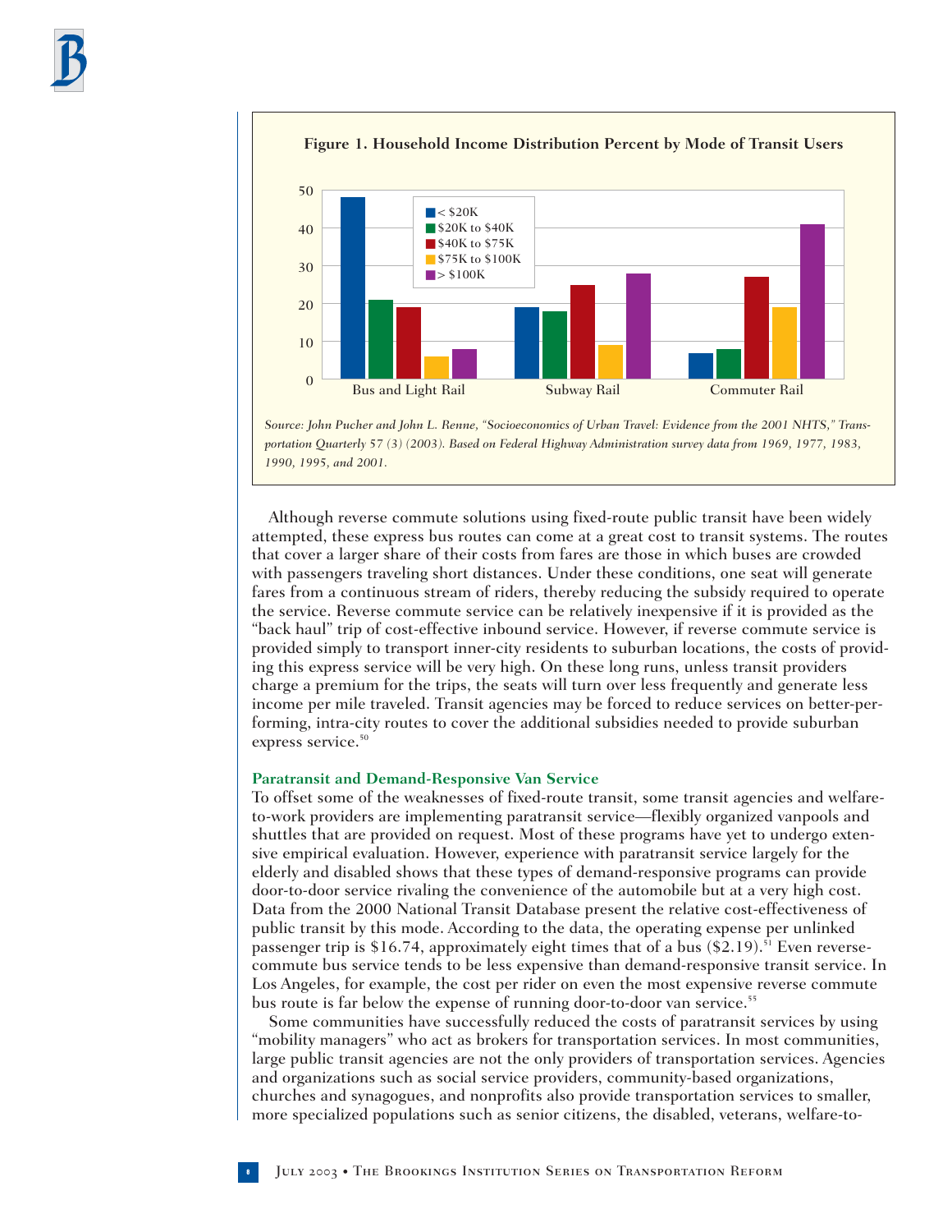**Figure 1. Household Income Distribution Percent by Mode of Transit Users**

*Source: John Pucher and John L. Renne, "Socioeconomics of Urban Travel: Evidence from the 2001 NHTS," Transportation Quarterly 57 (3) (2003). Based on Federal Highway Administration survey data from 1969, 1977, 1983, 1990, 1995, and 2001.*

Although reverse commute solutions using fixed-route public transit have been widely attempted, these express bus routes can come at a great cost to transit systems. The routes that cover a larger share of their costs from fares are those in which buses are crowded with passengers traveling short distances. Under these conditions, one seat will generate fares from a continuous stream of riders, thereby reducing the subsidy required to operate the service. Reverse commute service can be relatively inexpensive if it is provided as the "back haul" trip of cost-effective inbound service. However, if reverse commute service is provided simply to transport inner-city residents to suburban locations, the costs of providing this express service will be very high. On these long runs, unless transit providers charge a premium for the trips, the seats will turn over less frequently and generate less income per mile traveled. Transit agencies may be forced to reduce services on better-performing, intra-city routes to cover the additional subsidies needed to provide suburban express service.[50]

### Paratransit and Demand-Responsive Van Service

To offset some of the weaknesses of fixed-route transit, some transit agencies and welfare-to-work providers are implementing paratransit service—flexibly organized vanpools and shuttles that are provided on request. Most of these programs have yet to undergo extensive empirical evaluation. However, experience with paratransit service largely for the elderly and disabled shows that these types of demand-responsive programs can provide door-to-door service rivaling the convenience of the automobile but at a very high cost. Data from the 2000 National Transit Database present the relative cost-effectiveness of public transit by this mode. According to the data, the operating expense per unlinked passenger trip is $16.74, approximately eight times that of a bus ($2.19).[51] Even reverse-commute bus service tends to be less expensive than demand-responsive transit service. In Los Angeles, for example, the cost per rider on even the most expensive reverse commute bus route is far below the expense of running door-to-door van service.[55]

Some communities have successfully reduced the costs of paratransit services by using "mobility managers" who act as brokers for transportation services. In most communities, large public transit agencies are not the only providers of transportation services. Agencies and organizations such as social service providers, community-based organizations, churches and synagogues, and nonprofits also provide transportation services to smaller, more specialized populations such as senior citizens, the disabled, veterans, welfare-to-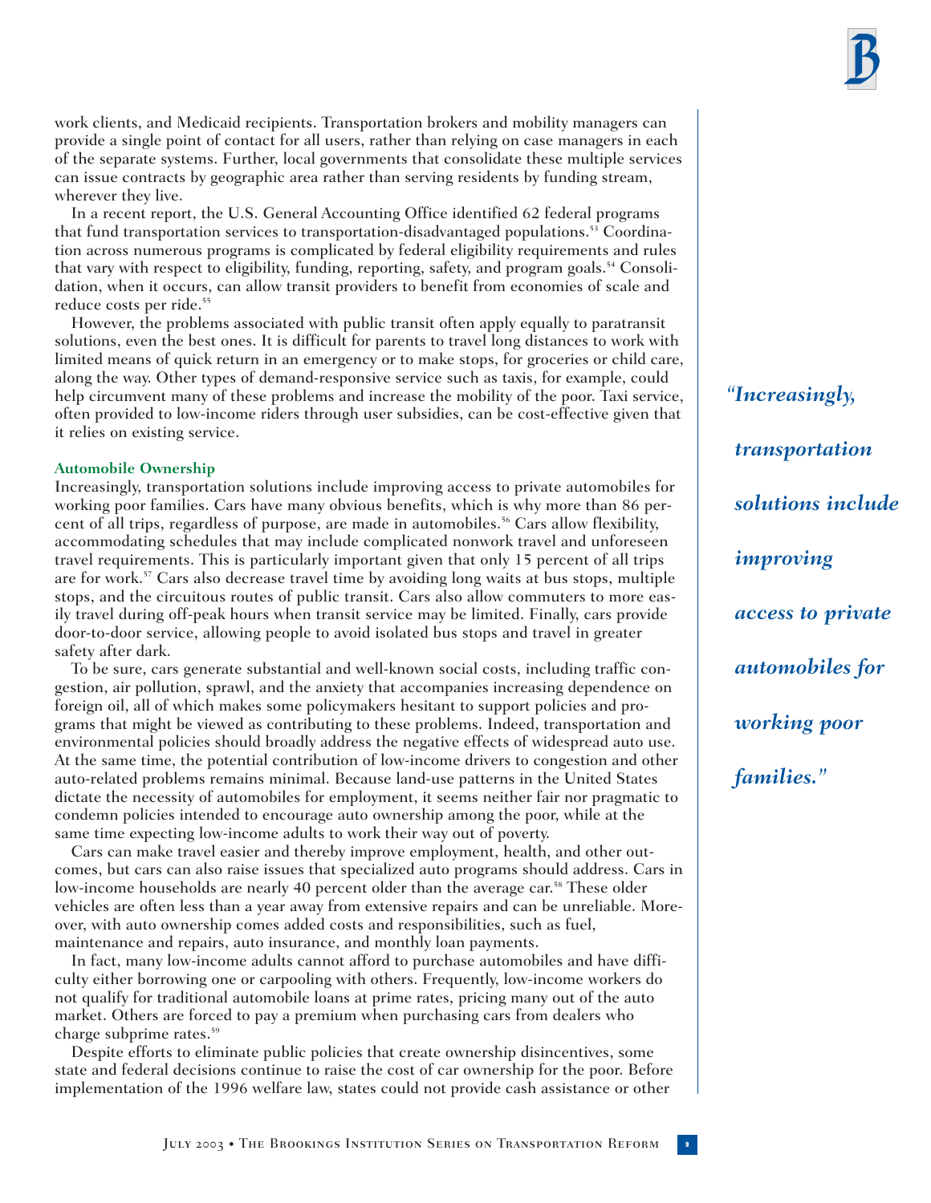work clients, and Medicaid recipients. Transportation brokers and mobility managers can provide a single point of contact for all users, rather than relying on case managers in each of the separate systems. Further, local governments that consolidate these multiple services can issue contracts by geographic area rather than serving residents by funding stream, wherever they live.

In a recent report, the U.S. General Accounting Office identified 62 federal programs that fund transportation services to transportation-disadvantaged populations.[53] Coordination across numerous programs is complicated by federal eligibility requirements and rules that vary with respect to eligibility, funding, reporting, safety, and program goals.[54] Consolidation, when it occurs, can allow transit providers to benefit from economies of scale and reduce costs per ride.[55]

However, the problems associated with public transit often apply equally to paratransit solutions, even the best ones. It is difficult for parents to travel long distances to work with limited means of quick return in an emergency or to make stops, for groceries or child care, along the way. Other types of demand-responsive service such as taxis, for example, could help circumvent many of these problems and increase the mobility of the poor. Taxi service, often provided to low-income riders through user subsidies, can be cost-effective given that it relies on existing service.

### Automobile Ownership

Increasingly, transportation solutions include improving access to private automobiles for working poor families. Cars have many obvious benefits, which is why more than 86 percent of all trips, regardless of purpose, are made in automobiles.[56] Cars allow flexibility, accommodating schedules that may include complicated nonwork travel and unforeseen travel requirements. This is particularly important given that only 15 percent of all trips are for work.[57] Cars also decrease travel time by avoiding long waits at bus stops, multiple stops, and the circuitous routes of public transit. Cars also allow commuters to more easily travel during off-peak hours when transit service may be limited. Finally, cars provide door-to-door service, allowing people to avoid isolated bus stops and travel in greater safety after dark.

*"Increasingly, transportation solutions include improving access to private automobiles for working poor families."*

To be sure, cars generate substantial and well-known social costs, including traffic congestion, air pollution, sprawl, and the anxiety that accompanies increasing dependence on foreign oil, all of which makes some policymakers hesitant to support policies and programs that might be viewed as contributing to these problems. Indeed, transportation and environmental policies should broadly address the negative effects of widespread auto use. At the same time, the potential contribution of low-income drivers to congestion and other auto-related problems remains minimal. Because land-use patterns in the United States dictate the necessity of automobiles for employment, it seems neither fair nor pragmatic to condemn policies intended to encourage auto ownership among the poor, while at the same time expecting low-income adults to work their way out of poverty.

Cars can make travel easier and thereby improve employment, health, and other outcomes, but cars can also raise issues that specialized auto programs should address. Cars in low-income households are nearly 40 percent older than the average car.[58] These older vehicles are often less than a year away from extensive repairs and can be unreliable. Moreover, with auto ownership comes added costs and responsibilities, such as fuel, maintenance and repairs, auto insurance, and monthly loan payments.

In fact, many low-income adults cannot afford to purchase automobiles and have difficulty either borrowing one or carpooling with others. Frequently, low-income workers do not qualify for traditional automobile loans at prime rates, pricing many out of the auto market. Others are forced to pay a premium when purchasing cars from dealers who charge subprime rates.[59]

Despite efforts to eliminate public policies that create ownership disincentives, some state and federal decisions continue to raise the cost of car ownership for the poor. Before implementation of the 1996 welfare law, states could not provide cash assistance or other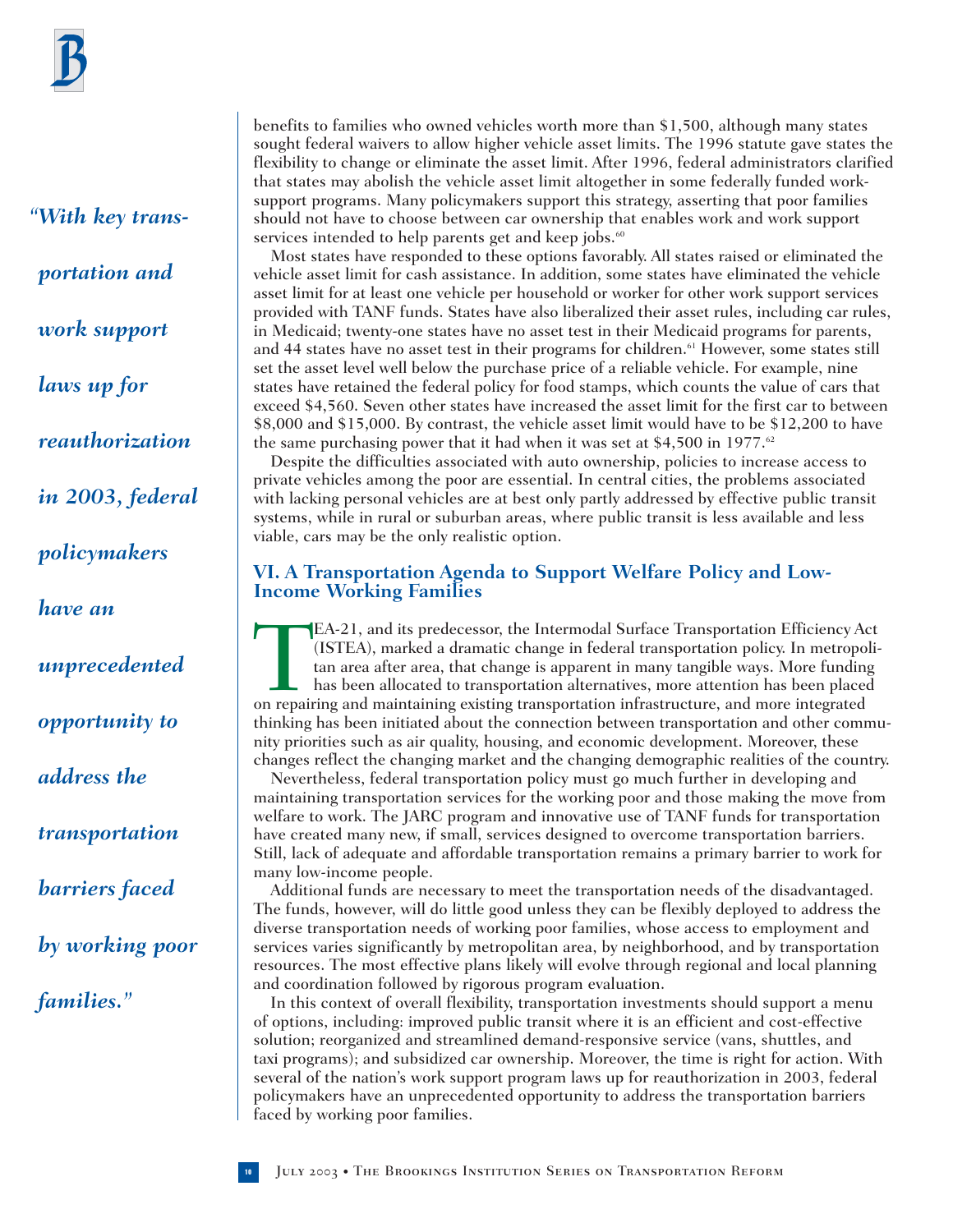benefits to families who owned vehicles worth more than $1,500, although many states sought federal waivers to allow higher vehicle asset limits. The 1996 statute gave states the flexibility to change or eliminate the asset limit. After 1996, federal administrators clarified that states may abolish the vehicle asset limit altogether in some federally funded work-support programs. Many policymakers support this strategy, asserting that poor families should not have to choose between car ownership that enables work and work support services intended to help parents get and keep jobs.[60]

Most states have responded to these options favorably. All states raised or eliminated the vehicle asset limit for cash assistance. In addition, some states have eliminated the vehicle asset limit for at least one vehicle per household or worker for other work support services provided with TANF funds. States have also liberalized their asset rules, including car rules, in Medicaid; twenty-one states have no asset test in their Medicaid programs for parents, and 44 states have no asset test in their programs for children.[61] However, some states still set the asset level well below the purchase price of a reliable vehicle. For example, nine states have retained the federal policy for food stamps, which counts the value of cars that exceed $4,560. Seven other states have increased the asset limit for the first car to between $8,000 and $15,000. By contrast, the vehicle asset limit would have to be $12,200 to have the same purchasing power that it had when it was set at $4,500 in 1977.[62]

Despite the difficulties associated with auto ownership, policies to increase access to private vehicles among the poor are essential. In central cities, the problems associated with lacking personal vehicles are at best only partly addressed by effective public transit systems, while in rural or suburban areas, where public transit is less available and less viable, cars may be the only realistic option.

## VI. A Transportation Agenda to Support Welfare Policy and Low-Income Working Families

TEA-21, and its predecessor, the Intermodal Surface Transportation Efficiency Act (ISTEA), marked a dramatic change in federal transportation policy. In metropolitan area after area, that change is apparent in many tangible ways. More funding has been allocated to transportation alternatives, more attention has been placed on repairing and maintaining existing transportation infrastructure, and more integrated thinking has been initiated about the connection between transportation and other community priorities such as air quality, housing, and economic development. Moreover, these changes reflect the changing market and the changing demographic realities of the country.

Nevertheless, federal transportation policy must go much further in developing and maintaining transportation services for the working poor and those making the move from welfare to work. The JARC program and innovative use of TANF funds for transportation have created many new, if small, services designed to overcome transportation barriers. Still, lack of adequate and affordable transportation remains a primary barrier to work for many low-income people.

Additional funds are necessary to meet the transportation needs of the disadvantaged. The funds, however, will do little good unless they can be flexibly deployed to address the diverse transportation needs of working poor families, whose access to employment and services varies significantly by metropolitan area, by neighborhood, and by transportation resources. The most effective plans likely will evolve through regional and local planning and coordination followed by rigorous program evaluation.

In this context of overall flexibility, transportation investments should support a menu of options, including: improved public transit where it is an efficient and cost-effective solution; reorganized and streamlined demand-responsive service (vans, shuttles, and taxi programs); and subsidized car ownership. Moreover, the time is right for action. With several of the nation's work support program laws up for reauthorization in 2003, federal policymakers have an unprecedented opportunity to address the transportation barriers faced by working poor families.

*"With key transportation and work support laws up for reauthorization in 2003, federal policymakers have an unprecedented opportunity to address the transportation barriers faced by working poor families."*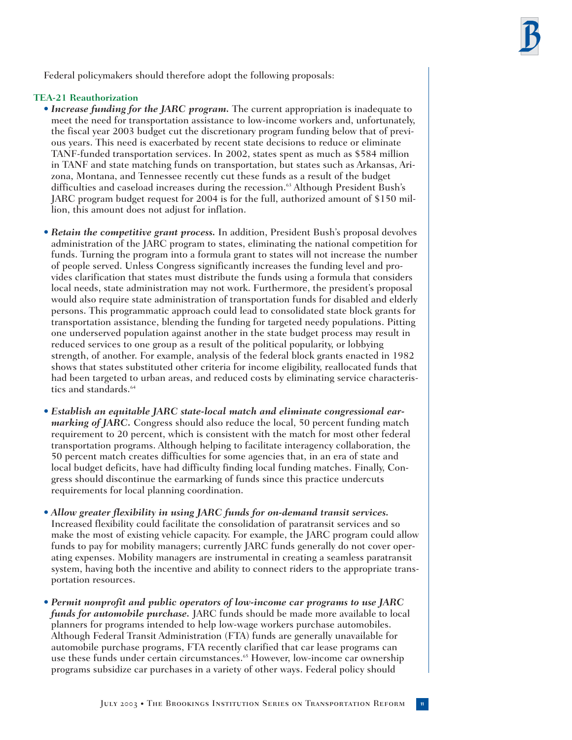Federal policymakers should therefore adopt the following proposals:

**TEA-21 Reauthorization**

- ***Increase funding for the JARC program.*** The current appropriation is inadequate to meet the need for transportation assistance to low-income workers and, unfortunately, the fiscal year 2003 budget cut the discretionary program funding below that of previous years. This need is exacerbated by recent state decisions to reduce or eliminate TANF-funded transportation services. In 2002, states spent as much as $584 million in TANF and state matching funds on transportation, but states such as Arkansas, Arizona, Montana, and Tennessee recently cut these funds as a result of the budget difficulties and caseload increases during the recession.[63] Although President Bush's JARC program budget request for 2004 is for the full, authorized amount of $150 million, this amount does not adjust for inflation.

- ***Retain the competitive grant process.*** In addition, President Bush's proposal devolves administration of the JARC program to states, eliminating the national competition for funds. Turning the program into a formula grant to states will not increase the number of people served. Unless Congress significantly increases the funding level and provides clarification that states must distribute the funds using a formula that considers local needs, state administration may not work. Furthermore, the president's proposal would also require state administration of transportation funds for disabled and elderly persons. This programmatic approach could lead to consolidated state block grants for transportation assistance, blending the funding for targeted needy populations. Pitting one underserved population against another in the state budget process may result in reduced services to one group as a result of the political popularity, or lobbying strength, of another. For example, analysis of the federal block grants enacted in 1982 shows that states substituted other criteria for income eligibility, reallocated funds that had been targeted to urban areas, and reduced costs by eliminating service characteristics and standards.[64]

- ***Establish an equitable JARC state-local match and eliminate congressional earmarking of JARC.*** Congress should also reduce the local, 50 percent funding match requirement to 20 percent, which is consistent with the match for most other federal transportation programs. Although helping to facilitate interagency collaboration, the 50 percent match creates difficulties for some agencies that, in an era of state and local budget deficits, have had difficulty finding local funding matches. Finally, Congress should discontinue the earmarking of funds since this practice undercuts requirements for local planning coordination.

- ***Allow greater flexibility in using JARC funds for on-demand transit services.*** Increased flexibility could facilitate the consolidation of paratransit services and so make the most of existing vehicle capacity. For example, the JARC program could allow funds to pay for mobility managers; currently JARC funds generally do not cover operating expenses. Mobility managers are instrumental in creating a seamless paratransit system, having both the incentive and ability to connect riders to the appropriate transportation resources.

- ***Permit nonprofit and public operators of low-income car programs to use JARC funds for automobile purchase.*** JARC funds should be made more available to local planners for programs intended to help low-wage workers purchase automobiles. Although Federal Transit Administration (FTA) funds are generally unavailable for automobile purchase programs, FTA recently clarified that car lease programs can use these funds under certain circumstances.[65] However, low-income car ownership programs subsidize car purchases in a variety of other ways. Federal policy should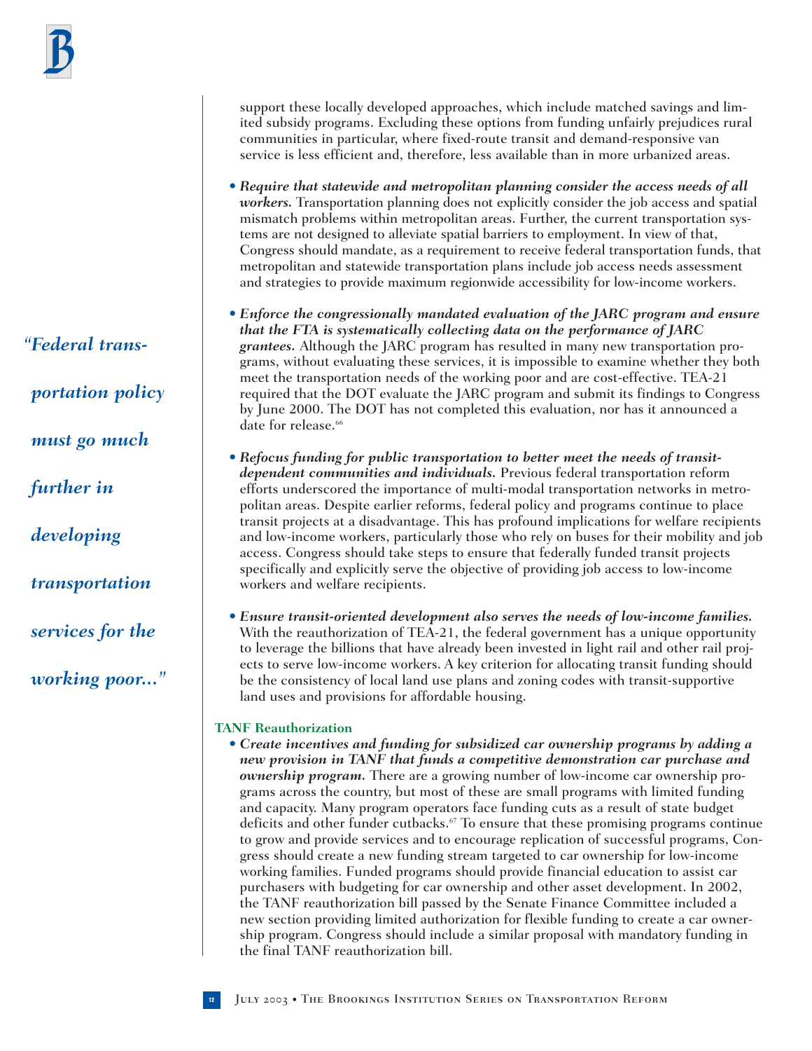support these locally developed approaches, which include matched savings and limited subsidy programs. Excluding these options from funding unfairly prejudices rural communities in particular, where fixed-route transit and demand-responsive van service is less efficient and, therefore, less available than in more urbanized areas.

- ***Require that statewide and metropolitan planning consider the access needs of all workers.*** Transportation planning does not explicitly consider the job access and spatial mismatch problems within metropolitan areas. Further, the current transportation systems are not designed to alleviate spatial barriers to employment. In view of that, Congress should mandate, as a requirement to receive federal transportation funds, that metropolitan and statewide transportation plans include job access needs assessment and strategies to provide maximum regionwide accessibility for low-income workers.

- ***Enforce the congressionally mandated evaluation of the JARC program and ensure that the FTA is systematically collecting data on the performance of JARC grantees.*** Although the JARC program has resulted in many new transportation programs, without evaluating these services, it is impossible to examine whether they both meet the transportation needs of the working poor and are cost-effective. TEA-21 required that the DOT evaluate the JARC program and submit its findings to Congress by June 2000. The DOT has not completed this evaluation, nor has it announced a date for release.[66]

*"Federal transportation policy must go much further in developing transportation services for the working poor..."*

- ***Refocus funding for public transportation to better meet the needs of transit-dependent communities and individuals.*** Previous federal transportation reform efforts underscored the importance of multi-modal transportation networks in metropolitan areas. Despite earlier reforms, federal policy and programs continue to place transit projects at a disadvantage. This has profound implications for welfare recipients and low-income workers, particularly those who rely on buses for their mobility and job access. Congress should take steps to ensure that federally funded transit projects specifically and explicitly serve the objective of providing job access to low-income workers and welfare recipients.

- ***Ensure transit-oriented development also serves the needs of low-income families.*** With the reauthorization of TEA-21, the federal government has a unique opportunity to leverage the billions that have already been invested in light rail and other rail projects to serve low-income workers. A key criterion for allocating transit funding should be the consistency of local land use plans and zoning codes with transit-supportive land uses and provisions for affordable housing.

### TANF Reauthorization

- ***Create incentives and funding for subsidized car ownership programs by adding a new provision in TANF that funds a competitive demonstration car purchase and ownership program.*** There are a growing number of low-income car ownership programs across the country, but most of these are small programs with limited funding and capacity. Many program operators face funding cuts as a result of state budget deficits and other funder cutbacks.[67] To ensure that these promising programs continue to grow and provide services and to encourage replication of successful programs, Congress should create a new funding stream targeted to car ownership for low-income working families. Funded programs should provide financial education to assist car purchasers with budgeting for car ownership and other asset development. In 2002, the TANF reauthorization bill passed by the Senate Finance Committee included a new section providing limited authorization for flexible funding to create a car ownership program. Congress should include a similar proposal with mandatory funding in the final TANF reauthorization bill.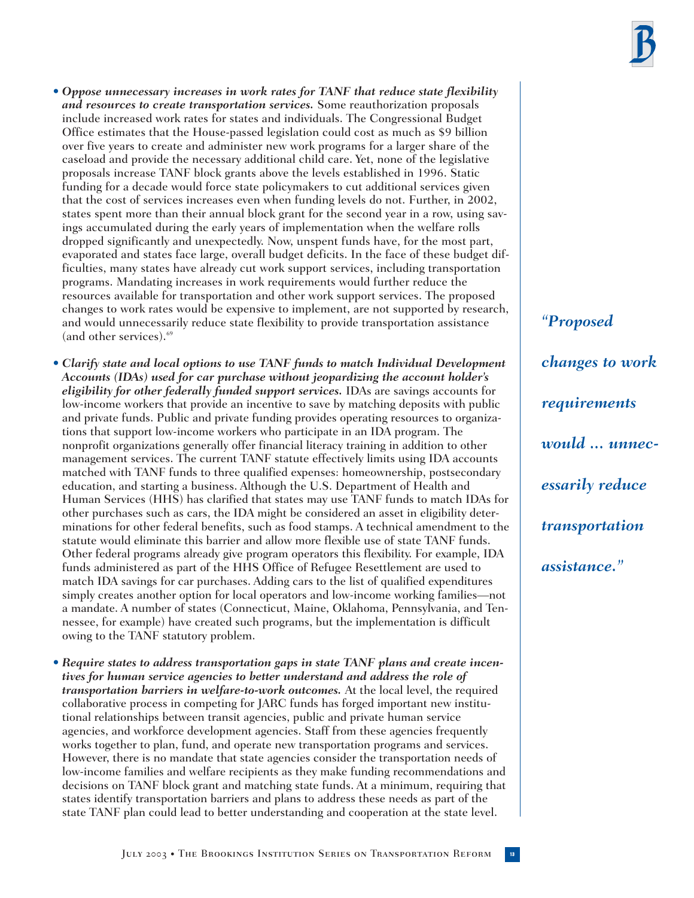- ***Oppose unnecessary increases in work rates for TANF that reduce state flexibility and resources to create transportation services.*** Some reauthorization proposals include increased work rates for states and individuals. The Congressional Budget Office estimates that the House-passed legislation could cost as much as $9 billion over five years to create and administer new work programs for a larger share of the caseload and provide the necessary additional child care. Yet, none of the legislative proposals increase TANF block grants above the levels established in 1996. Static funding for a decade would force state policymakers to cut additional services given that the cost of services increases even when funding levels do not. Further, in 2002, states spent more than their annual block grant for the second year in a row, using savings accumulated during the early years of implementation when the welfare rolls dropped significantly and unexpectedly. Now, unspent funds have, for the most part, evaporated and states face large, overall budget deficits. In the face of these budget difficulties, many states have already cut work support services, including transportation programs. Mandating increases in work requirements would further reduce the resources available for transportation and other work support services. The proposed changes to work rates would be expensive to implement, are not supported by research, and would unnecessarily reduce state flexibility to provide transportation assistance (and other services).[69]

- ***Clarify state and local options to use TANF funds to match Individual Development Accounts (IDAs) used for car purchase without jeopardizing the account holder's eligibility for other federally funded support services.*** IDAs are savings accounts for low-income workers that provide an incentive to save by matching deposits with public and private funds. Public and private funding provides operating resources to organizations that support low-income workers who participate in an IDA program. The nonprofit organizations generally offer financial literacy training in addition to other management services. The current TANF statute effectively limits using IDA accounts matched with TANF funds to three qualified expenses: homeownership, postsecondary education, and starting a business. Although the U.S. Department of Health and Human Services (HHS) has clarified that states may use TANF funds to match IDAs for other purchases such as cars, the IDA might be considered an asset in eligibility determinations for other federal benefits, such as food stamps. A technical amendment to the statute would eliminate this barrier and allow more flexible use of state TANF funds. Other federal programs already give program operators this flexibility. For example, IDA funds administered as part of the HHS Office of Refugee Resettlement are used to match IDA savings for car purchases. Adding cars to the list of qualified expenditures simply creates another option for local operators and low-income working families—not a mandate. A number of states (Connecticut, Maine, Oklahoma, Pennsylvania, and Tennessee, for example) have created such programs, but the implementation is difficult owing to the TANF statutory problem.

- ***Require states to address transportation gaps in state TANF plans and create incentives for human service agencies to better understand and address the role of transportation barriers in welfare-to-work outcomes.*** At the local level, the required collaborative process in competing for JARC funds has forged important new institutional relationships between transit agencies, public and private human service agencies, and workforce development agencies. Staff from these agencies frequently works together to plan, fund, and operate new transportation programs and services. However, there is no mandate that state agencies consider the transportation needs of low-income families and welfare recipients as they make funding recommendations and decisions on TANF block grant and matching state funds. At a minimum, requiring that states identify transportation barriers and plans to address these needs as part of the state TANF plan could lead to better understanding and cooperation at the state level.

***"Proposed changes to work requirements would ... unnecessarily reduce transportation assistance."***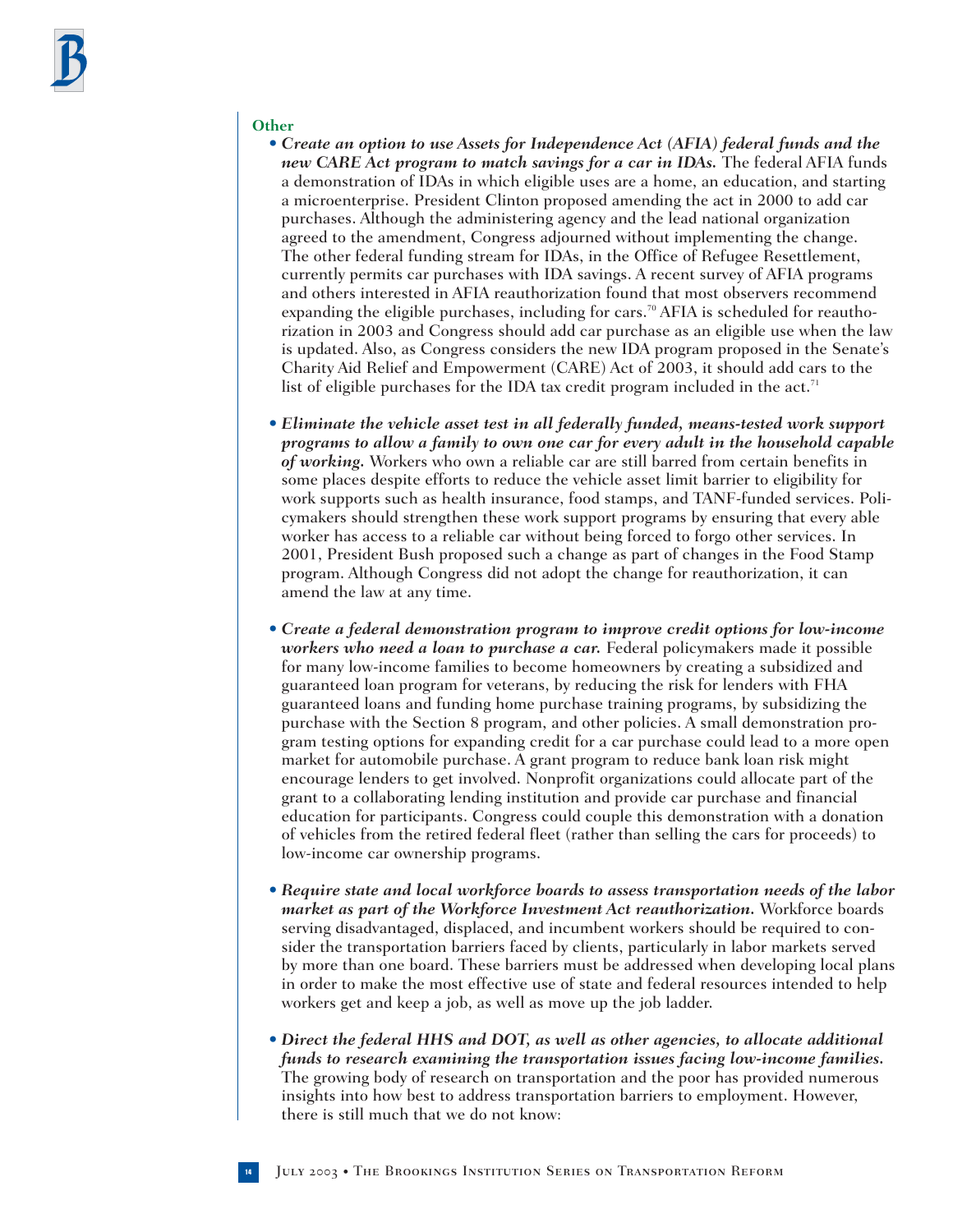### Other

- ***Create an option to use Assets for Independence Act (AFIA) federal funds and the new CARE Act program to match savings for a car in IDAs.*** The federal AFIA funds a demonstration of IDAs in which eligible uses are a home, an education, and starting a microenterprise. President Clinton proposed amending the act in 2000 to add car purchases. Although the administering agency and the lead national organization agreed to the amendment, Congress adjourned without implementing the change. The other federal funding stream for IDAs, in the Office of Refugee Resettlement, currently permits car purchases with IDA savings. A recent survey of AFIA programs and others interested in AFIA reauthorization found that most observers recommend expanding the eligible purchases, including for cars.[70] AFIA is scheduled for reauthorization in 2003 and Congress should add car purchase as an eligible use when the law is updated. Also, as Congress considers the new IDA program proposed in the Senate's Charity Aid Relief and Empowerment (CARE) Act of 2003, it should add cars to the list of eligible purchases for the IDA tax credit program included in the act.[71]

- ***Eliminate the vehicle asset test in all federally funded, means-tested work support programs to allow a family to own one car for every adult in the household capable of working.*** Workers who own a reliable car are still barred from certain benefits in some places despite efforts to reduce the vehicle asset limit barrier to eligibility for work supports such as health insurance, food stamps, and TANF-funded services. Policymakers should strengthen these work support programs by ensuring that every able worker has access to a reliable car without being forced to forgo other services. In 2001, President Bush proposed such a change as part of changes in the Food Stamp program. Although Congress did not adopt the change for reauthorization, it can amend the law at any time.

- ***Create a federal demonstration program to improve credit options for low-income workers who need a loan to purchase a car.*** Federal policymakers made it possible for many low-income families to become homeowners by creating a subsidized and guaranteed loan program for veterans, by reducing the risk for lenders with FHA guaranteed loans and funding home purchase training programs, by subsidizing the purchase with the Section 8 program, and other policies. A small demonstration program testing options for expanding credit for a car purchase could lead to a more open market for automobile purchase. A grant program to reduce bank loan risk might encourage lenders to get involved. Nonprofit organizations could allocate part of the grant to a collaborating lending institution and provide car purchase and financial education for participants. Congress could couple this demonstration with a donation of vehicles from the retired federal fleet (rather than selling the cars for proceeds) to low-income car ownership programs.

- ***Require state and local workforce boards to assess transportation needs of the labor market as part of the Workforce Investment Act reauthorization.*** Workforce boards serving disadvantaged, displaced, and incumbent workers should be required to consider the transportation barriers faced by clients, particularly in labor markets served by more than one board. These barriers must be addressed when developing local plans in order to make the most effective use of state and federal resources intended to help workers get and keep a job, as well as move up the job ladder.

- ***Direct the federal HHS and DOT, as well as other agencies, to allocate additional funds to research examining the transportation issues facing low-income families.*** The growing body of research on transportation and the poor has provided numerous insights into how best to address transportation barriers to employment. However, there is still much that we do not know: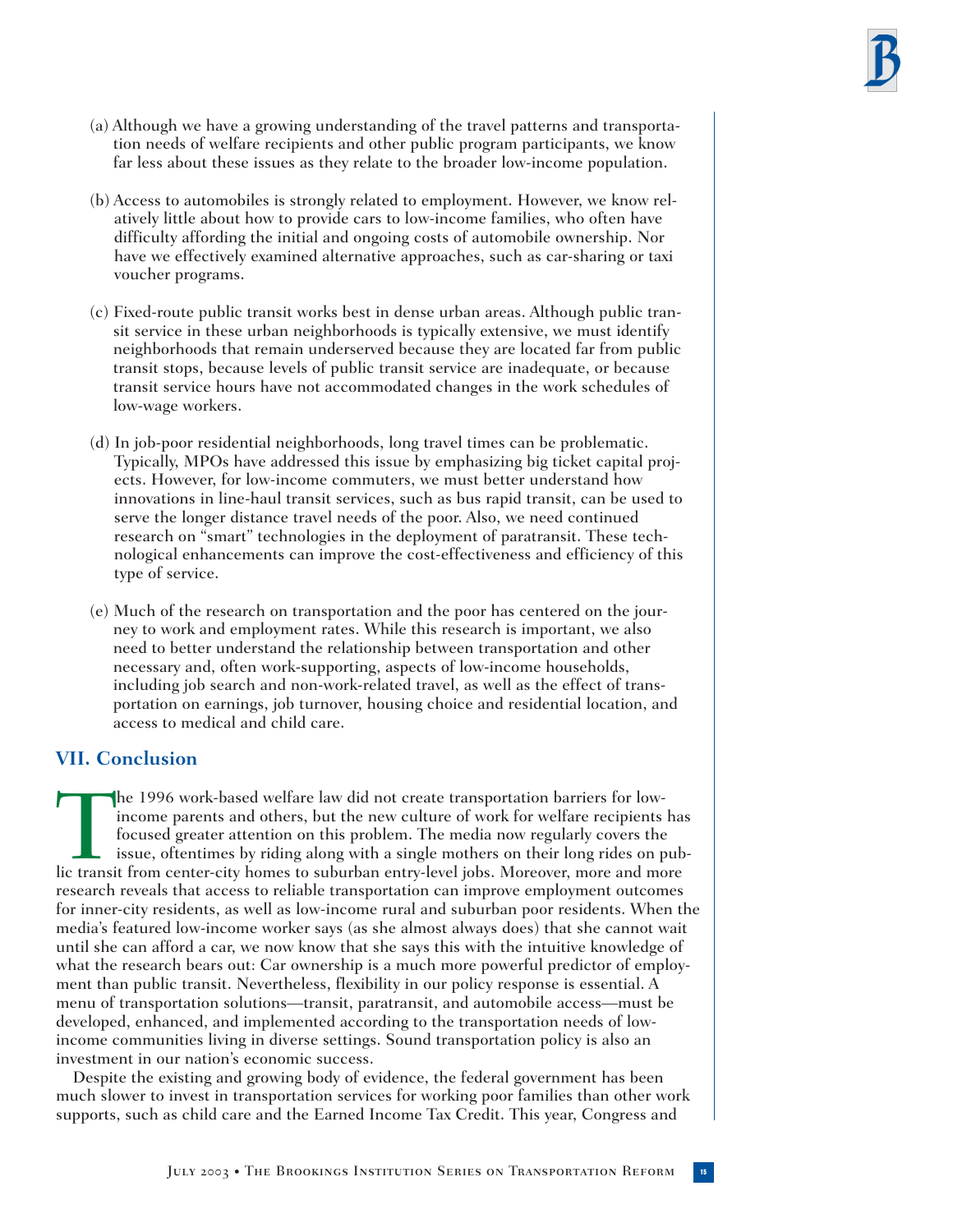(a) Although we have a growing understanding of the travel patterns and transportation needs of welfare recipients and other public program participants, we know far less about these issues as they relate to the broader low-income population.

(b) Access to automobiles is strongly related to employment. However, we know relatively little about how to provide cars to low-income families, who often have difficulty affording the initial and ongoing costs of automobile ownership. Nor have we effectively examined alternative approaches, such as car-sharing or taxi voucher programs.

(c) Fixed-route public transit works best in dense urban areas. Although public transit service in these urban neighborhoods is typically extensive, we must identify neighborhoods that remain underserved because they are located far from public transit stops, because levels of public transit service are inadequate, or because transit service hours have not accommodated changes in the work schedules of low-wage workers.

(d) In job-poor residential neighborhoods, long travel times can be problematic. Typically, MPOs have addressed this issue by emphasizing big ticket capital projects. However, for low-income commuters, we must better understand how innovations in line-haul transit services, such as bus rapid transit, can be used to serve the longer distance travel needs of the poor. Also, we need continued research on "smart" technologies in the deployment of paratransit. These technological enhancements can improve the cost-effectiveness and efficiency of this type of service.

(e) Much of the research on transportation and the poor has centered on the journey to work and employment rates. While this research is important, we also need to better understand the relationship between transportation and other necessary and, often work-supporting, aspects of low-income households, including job search and non-work-related travel, as well as the effect of transportation on earnings, job turnover, housing choice and residential location, and access to medical and child care.

## VII. Conclusion

The 1996 work-based welfare law did not create transportation barriers for low-income parents and others, but the new culture of work for welfare recipients has focused greater attention on this problem. The media now regularly covers the issue, oftentimes by riding along with a single mothers on their long rides on public transit from center-city homes to suburban entry-level jobs. Moreover, more and more research reveals that access to reliable transportation can improve employment outcomes for inner-city residents, as well as low-income rural and suburban poor residents. When the media's featured low-income worker says (as she almost always does) that she cannot wait until she can afford a car, we now know that she says this with the intuitive knowledge of what the research bears out: Car ownership is a much more powerful predictor of employment than public transit. Nevertheless, flexibility in our policy response is essential. A menu of transportation solutions—transit, paratransit, and automobile access—must be developed, enhanced, and implemented according to the transportation needs of low-income communities living in diverse settings. Sound transportation policy is also an investment in our nation's economic success.

Despite the existing and growing body of evidence, the federal government has been much slower to invest in transportation services for working poor families than other work supports, such as child care and the Earned Income Tax Credit. This year, Congress and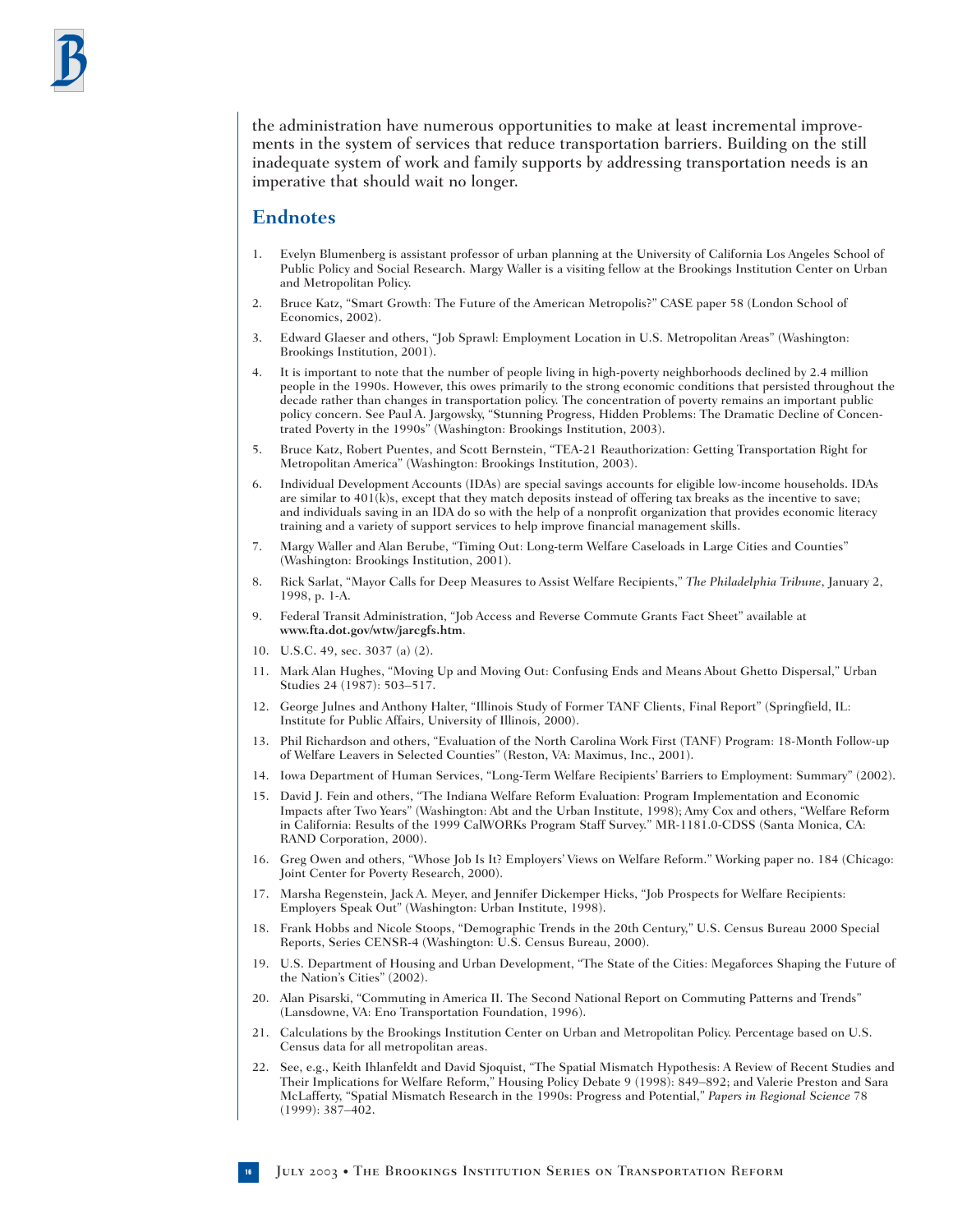the administration have numerous opportunities to make at least incremental improvements in the system of services that reduce transportation barriers. Building on the still inadequate system of work and family supports by addressing transportation needs is an imperative that should wait no longer.

## Endnotes

1. Evelyn Blumenberg is assistant professor of urban planning at the University of California Los Angeles School of Public Policy and Social Research. Margy Waller is a visiting fellow at the Brookings Institution Center on Urban and Metropolitan Policy.
2. Bruce Katz, "Smart Growth: The Future of the American Metropolis?" CASE paper 58 (London School of Economics, 2002).
3. Edward Glaeser and others, "Job Sprawl: Employment Location in U.S. Metropolitan Areas" (Washington: Brookings Institution, 2001).
4. It is important to note that the number of people living in high-poverty neighborhoods declined by 2.4 million people in the 1990s. However, this owes primarily to the strong economic conditions that persisted throughout the decade rather than changes in transportation policy. The concentration of poverty remains an important public policy concern. See Paul A. Jargowsky, "Stunning Progress, Hidden Problems: The Dramatic Decline of Concentrated Poverty in the 1990s" (Washington: Brookings Institution, 2003).
5. Bruce Katz, Robert Puentes, and Scott Bernstein, "TEA-21 Reauthorization: Getting Transportation Right for Metropolitan America" (Washington: Brookings Institution, 2003).
6. Individual Development Accounts (IDAs) are special savings accounts for eligible low-income households. IDAs are similar to 401(k)s, except that they match deposits instead of offering tax breaks as the incentive to save; and individuals saving in an IDA do so with the help of a nonprofit organization that provides economic literacy training and a variety of support services to help improve financial management skills.
7. Margy Waller and Alan Berube, "Timing Out: Long-term Welfare Caseloads in Large Cities and Counties" (Washington: Brookings Institution, 2001).
8. Rick Sarlat, "Mayor Calls for Deep Measures to Assist Welfare Recipients," *The Philadelphia Tribune*, January 2, 1998, p. 1-A.
9. Federal Transit Administration, "Job Access and Reverse Commute Grants Fact Sheet" available at **www.fta.dot.gov/wtw/jarcgfs.htm**.
10. U.S.C. 49, sec. 3037 (a) (2).
11. Mark Alan Hughes, "Moving Up and Moving Out: Confusing Ends and Means About Ghetto Dispersal," Urban Studies 24 (1987): 503–517.
12. George Julnes and Anthony Halter, "Illinois Study of Former TANF Clients, Final Report" (Springfield, IL: Institute for Public Affairs, University of Illinois, 2000).
13. Phil Richardson and others, "Evaluation of the North Carolina Work First (TANF) Program: 18-Month Follow-up of Welfare Leavers in Selected Counties" (Reston, VA: Maximus, Inc., 2001).
14. Iowa Department of Human Services, "Long-Term Welfare Recipients' Barriers to Employment: Summary" (2002).
15. David J. Fein and others, "The Indiana Welfare Reform Evaluation: Program Implementation and Economic Impacts after Two Years" (Washington: Abt and the Urban Institute, 1998); Amy Cox and others, "Welfare Reform in California: Results of the 1999 CalWORKs Program Staff Survey." MR-1181.0-CDSS (Santa Monica, CA: RAND Corporation, 2000).
16. Greg Owen and others, "Whose Job Is It? Employers' Views on Welfare Reform." Working paper no. 184 (Chicago: Joint Center for Poverty Research, 2000).
17. Marsha Regenstein, Jack A. Meyer, and Jennifer Dickemper Hicks, "Job Prospects for Welfare Recipients: Employers Speak Out" (Washington: Urban Institute, 1998).
18. Frank Hobbs and Nicole Stoops, "Demographic Trends in the 20th Century," U.S. Census Bureau 2000 Special Reports, Series CENSR-4 (Washington: U.S. Census Bureau, 2000).
19. U.S. Department of Housing and Urban Development, "The State of the Cities: Megaforces Shaping the Future of the Nation's Cities" (2002).
20. Alan Pisarski, "Commuting in America II. The Second National Report on Commuting Patterns and Trends" (Lansdowne, VA: Eno Transportation Foundation, 1996).
21. Calculations by the Brookings Institution Center on Urban and Metropolitan Policy. Percentage based on U.S. Census data for all metropolitan areas.
22. See, e.g., Keith Ihlanfeldt and David Sjoquist, "The Spatial Mismatch Hypothesis: A Review of Recent Studies and Their Implications for Welfare Reform," Housing Policy Debate 9 (1998): 849–892; and Valerie Preston and Sara McLafferty, "Spatial Mismatch Research in the 1990s: Progress and Potential," *Papers in Regional Science* 78 (1999): 387–402.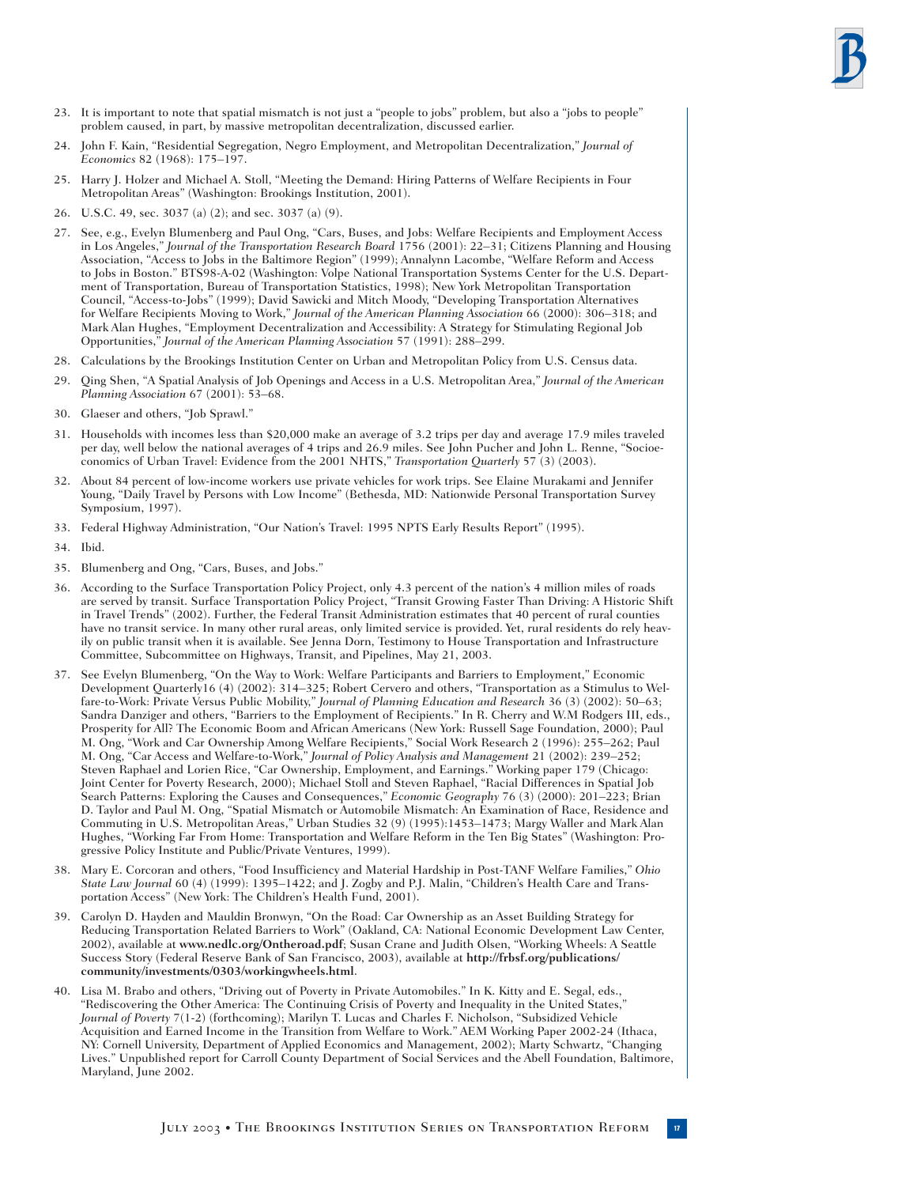23. It is important to note that spatial mismatch is not just a "people to jobs" problem, but also a "jobs to people" problem caused, in part, by massive metropolitan decentralization, discussed earlier.

24. John F. Kain, "Residential Segregation, Negro Employment, and Metropolitan Decentralization," *Journal of Economics* 82 (1968): 175–197.

25. Harry J. Holzer and Michael A. Stoll, "Meeting the Demand: Hiring Patterns of Welfare Recipients in Four Metropolitan Areas" (Washington: Brookings Institution, 2001).

26. U.S.C. 49, sec. 3037 (a) (2); and sec. 3037 (a) (9).

27. See, e.g., Evelyn Blumenberg and Paul Ong, "Cars, Buses, and Jobs: Welfare Recipients and Employment Access in Los Angeles," *Journal of the Transportation Research Board* 1756 (2001): 22–31; Citizens Planning and Housing Association, "Access to Jobs in the Baltimore Region" (1999); Annalynn Lacombe, "Welfare Reform and Access to Jobs in Boston." BTS98-A-02 (Washington: Volpe National Transportation Systems Center for the U.S. Department of Transportation, Bureau of Transportation Statistics, 1998); New York Metropolitan Transportation Council, "Access-to-Jobs" (1999); David Sawicki and Mitch Moody, "Developing Transportation Alternatives for Welfare Recipients Moving to Work," *Journal of the American Planning Association* 66 (2000): 306–318; and Mark Alan Hughes, "Employment Decentralization and Accessibility: A Strategy for Stimulating Regional Job Opportunities," *Journal of the American Planning Association* 57 (1991): 288–299.

28. Calculations by the Brookings Institution Center on Urban and Metropolitan Policy from U.S. Census data.

29. Qing Shen, "A Spatial Analysis of Job Openings and Access in a U.S. Metropolitan Area," *Journal of the American Planning Association* 67 (2001): 53–68.

30. Glaeser and others, "Job Sprawl."

31. Households with incomes less than $20,000 make an average of 3.2 trips per day and average 17.9 miles traveled per day, well below the national averages of 4 trips and 26.9 miles. See John Pucher and John L. Renne, "Socioeconomics of Urban Travel: Evidence from the 2001 NHTS," *Transportation Quarterly* 57 (3) (2003).

32. About 84 percent of low-income workers use private vehicles for work trips. See Elaine Murakami and Jennifer Young, "Daily Travel by Persons with Low Income" (Bethesda, MD: Nationwide Personal Transportation Survey Symposium, 1997).

33. Federal Highway Administration, "Our Nation's Travel: 1995 NPTS Early Results Report" (1995).

34. Ibid.

35. Blumenberg and Ong, "Cars, Buses, and Jobs."

36. According to the Surface Transportation Policy Project, only 4.3 percent of the nation's 4 million miles of roads are served by transit. Surface Transportation Policy Project, "Transit Growing Faster Than Driving: A Historic Shift in Travel Trends" (2002). Further, the Federal Transit Administration estimates that 40 percent of rural counties have no transit service. In many other rural areas, only limited service is provided. Yet, rural residents do rely heavily on public transit when it is available. See Jenna Dorn, Testimony to House Transportation and Infrastructure Committee, Subcommittee on Highways, Transit, and Pipelines, May 21, 2003.

37. See Evelyn Blumenberg, "On the Way to Work: Welfare Participants and Barriers to Employment," Economic Development Quarterly16 (4) (2002): 314–325; Robert Cervero and others, "Transportation as a Stimulus to Welfare-to-Work: Private Versus Public Mobility," *Journal of Planning Education and Research* 36 (3) (2002): 50–63; Sandra Danziger and others, "Barriers to the Employment of Recipients." In R. Cherry and W.M Rodgers III, eds., Prosperity for All? The Economic Boom and African Americans (New York: Russell Sage Foundation, 2000); Paul M. Ong, "Work and Car Ownership Among Welfare Recipients," Social Work Research 2 (1996): 255–262; Paul M. Ong, "Car Access and Welfare-to-Work," *Journal of Policy Analysis and Management* 21 (2002): 239–252; Steven Raphael and Lorien Rice, "Car Ownership, Employment, and Earnings." Working paper 179 (Chicago: Joint Center for Poverty Research, 2000); Michael Stoll and Steven Raphael, "Racial Differences in Spatial Job Search Patterns: Exploring the Causes and Consequences," *Economic Geography* 76 (3) (2000): 201–223; Brian D. Taylor and Paul M. Ong, "Spatial Mismatch or Automobile Mismatch: An Examination of Race, Residence and Commuting in U.S. Metropolitan Areas," Urban Studies 32 (9) (1995):1453–1473; Margy Waller and Mark Alan Hughes, "Working Far From Home: Transportation and Welfare Reform in the Ten Big States" (Washington: Progressive Policy Institute and Public/Private Ventures, 1999).

38. Mary E. Corcoran and others, "Food Insufficiency and Material Hardship in Post-TANF Welfare Families," *Ohio State Law Journal* 60 (4) (1999): 1395–1422; and J. Zogby and P.J. Malin, "Children's Health Care and Transportation Access" (New York: The Children's Health Fund, 2001).

39. Carolyn D. Hayden and Mauldin Bronwyn, "On the Road: Car Ownership as an Asset Building Strategy for Reducing Transportation Related Barriers to Work" (Oakland, CA: National Economic Development Law Center, 2002), available at **www.nedlc.org/Ontheroad.pdf**; Susan Crane and Judith Olsen, "Working Wheels: A Seattle Success Story (Federal Reserve Bank of San Francisco, 2003), available at **http://frbsf.org/publications/community/investments/0303/workingwheels.html**.

40. Lisa M. Brabo and others, "Driving out of Poverty in Private Automobiles." In K. Kitty and E. Segal, eds., "Rediscovering the Other America: The Continuing Crisis of Poverty and Inequality in the United States," *Journal of Poverty* 7(1-2) (forthcoming); Marilyn T. Lucas and Charles F. Nicholson, "Subsidized Vehicle Acquisition and Earned Income in the Transition from Welfare to Work." AEM Working Paper 2002-24 (Ithaca, NY: Cornell University, Department of Applied Economics and Management, 2002); Marty Schwartz, "Changing Lives." Unpublished report for Carroll County Department of Social Services and the Abell Foundation, Baltimore, Maryland, June 2002.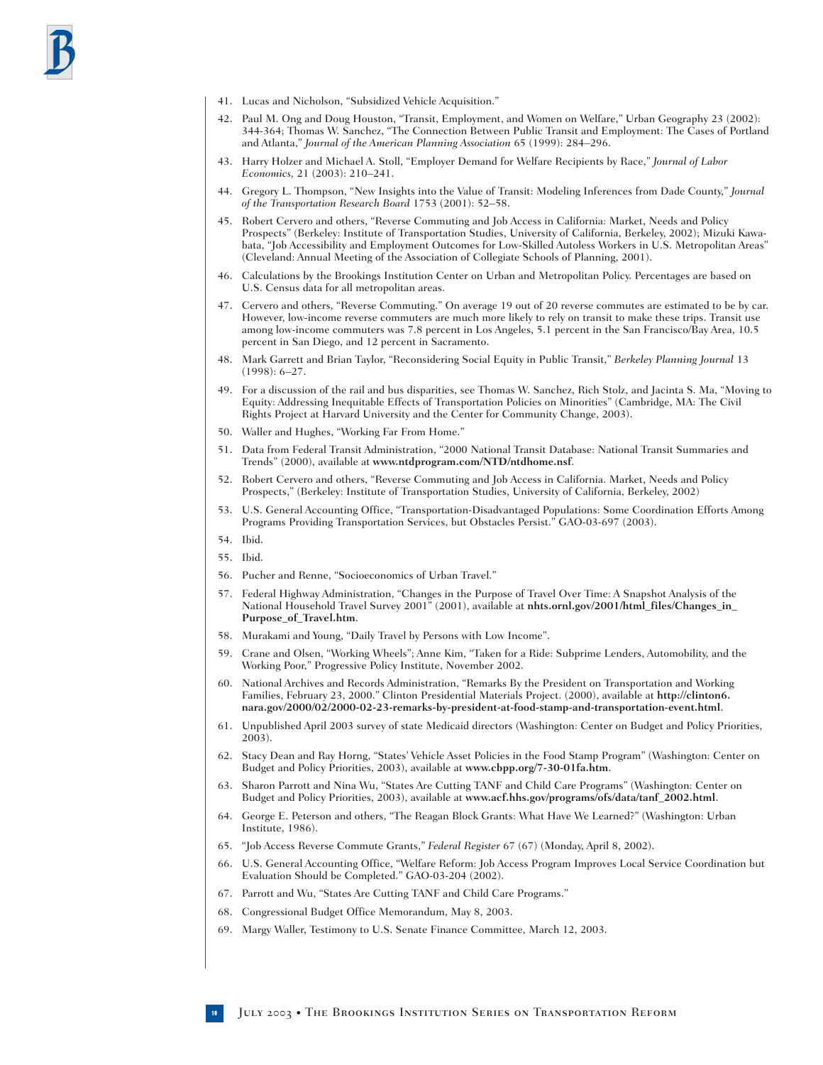41. Lucas and Nicholson, "Subsidized Vehicle Acquisition."
42. Paul M. Ong and Doug Houston, "Transit, Employment, and Women on Welfare," Urban Geography 23 (2002): 344-364; Thomas W. Sanchez, "The Connection Between Public Transit and Employment: The Cases of Portland and Atlanta," *Journal of the American Planning Association* 65 (1999): 284–296.
43. Harry Holzer and Michael A. Stoll, "Employer Demand for Welfare Recipients by Race," *Journal of Labor Economics,* 21 (2003): 210–241.
44. Gregory L. Thompson, "New Insights into the Value of Transit: Modeling Inferences from Dade County," *Journal of the Transportation Research Board* 1753 (2001): 52–58.
45. Robert Cervero and others, "Reverse Commuting and Job Access in California: Market, Needs and Policy Prospects" (Berkeley: Institute of Transportation Studies, University of California, Berkeley, 2002); Mizuki Kawabata, "Job Accessibility and Employment Outcomes for Low-Skilled Autoless Workers in U.S. Metropolitan Areas" (Cleveland: Annual Meeting of the Association of Collegiate Schools of Planning, 2001).
46. Calculations by the Brookings Institution Center on Urban and Metropolitan Policy. Percentages are based on U.S. Census data for all metropolitan areas.
47. Cervero and others, "Reverse Commuting." On average 19 out of 20 reverse commutes are estimated to be by car. However, low-income reverse commuters are much more likely to rely on transit to make these trips. Transit use among low-income commuters was 7.8 percent in Los Angeles, 5.1 percent in the San Francisco/Bay Area, 10.5 percent in San Diego, and 12 percent in Sacramento.
48. Mark Garrett and Brian Taylor, "Reconsidering Social Equity in Public Transit," *Berkeley Planning Journal* 13 (1998): 6–27.
49. For a discussion of the rail and bus disparities, see Thomas W. Sanchez, Rich Stolz, and Jacinta S. Ma, "Moving to Equity: Addressing Inequitable Effects of Transportation Policies on Minorities" (Cambridge, MA: The Civil Rights Project at Harvard University and the Center for Community Change, 2003).
50. Waller and Hughes, "Working Far From Home."
51. Data from Federal Transit Administration, "2000 National Transit Database: National Transit Summaries and Trends" (2000), available at **www.ntdprogram.com/NTD/ntdhome.nsf**.
52. Robert Cervero and others, "Reverse Commuting and Job Access in California. Market, Needs and Policy Prospects," (Berkeley: Institute of Transportation Studies, University of California, Berkeley, 2002)
53. U.S. General Accounting Office, "Transportation-Disadvantaged Populations: Some Coordination Efforts Among Programs Providing Transportation Services, but Obstacles Persist." GAO-03-697 (2003).
54. Ibid.
55. Ibid.
56. Pucher and Renne, "Socioeconomics of Urban Travel."
57. Federal Highway Administration, "Changes in the Purpose of Travel Over Time: A Snapshot Analysis of the National Household Travel Survey 2001" (2001), available at **nhts.ornl.gov/2001/html_files/Changes_in_Purpose_of_Travel.htm**.
58. Murakami and Young, "Daily Travel by Persons with Low Income".
59. Crane and Olsen, "Working Wheels"; Anne Kim, "Taken for a Ride: Subprime Lenders, Automobility, and the Working Poor," Progressive Policy Institute, November 2002.
60. National Archives and Records Administration, "Remarks By the President on Transportation and Working Families, February 23, 2000." Clinton Presidential Materials Project. (2000), available at **http://clinton6.nara.gov/2000/02/2000-02-23-remarks-by-president-at-food-stamp-and-transportation-event.html**.
61. Unpublished April 2003 survey of state Medicaid directors (Washington: Center on Budget and Policy Priorities, 2003).
62. Stacy Dean and Ray Horng, "States' Vehicle Asset Policies in the Food Stamp Program" (Washington: Center on Budget and Policy Priorities, 2003), available at **www.cbpp.org/7-30-01fa.htm**.
63. Sharon Parrott and Nina Wu, "States Are Cutting TANF and Child Care Programs" (Washington: Center on Budget and Policy Priorities, 2003), available at **www.acf.hhs.gov/programs/ofs/data/tanf_2002.html**.
64. George E. Peterson and others, "The Reagan Block Grants: What Have We Learned?" (Washington: Urban Institute, 1986).
65. "Job Access Reverse Commute Grants," *Federal Register* 67 (67) (Monday, April 8, 2002).
66. U.S. General Accounting Office, "Welfare Reform: Job Access Program Improves Local Service Coordination but Evaluation Should be Completed." GAO-03-204 (2002).
67. Parrott and Wu, "States Are Cutting TANF and Child Care Programs."
68. Congressional Budget Office Memorandum, May 8, 2003.
69. Margy Waller, Testimony to U.S. Senate Finance Committee, March 12, 2003.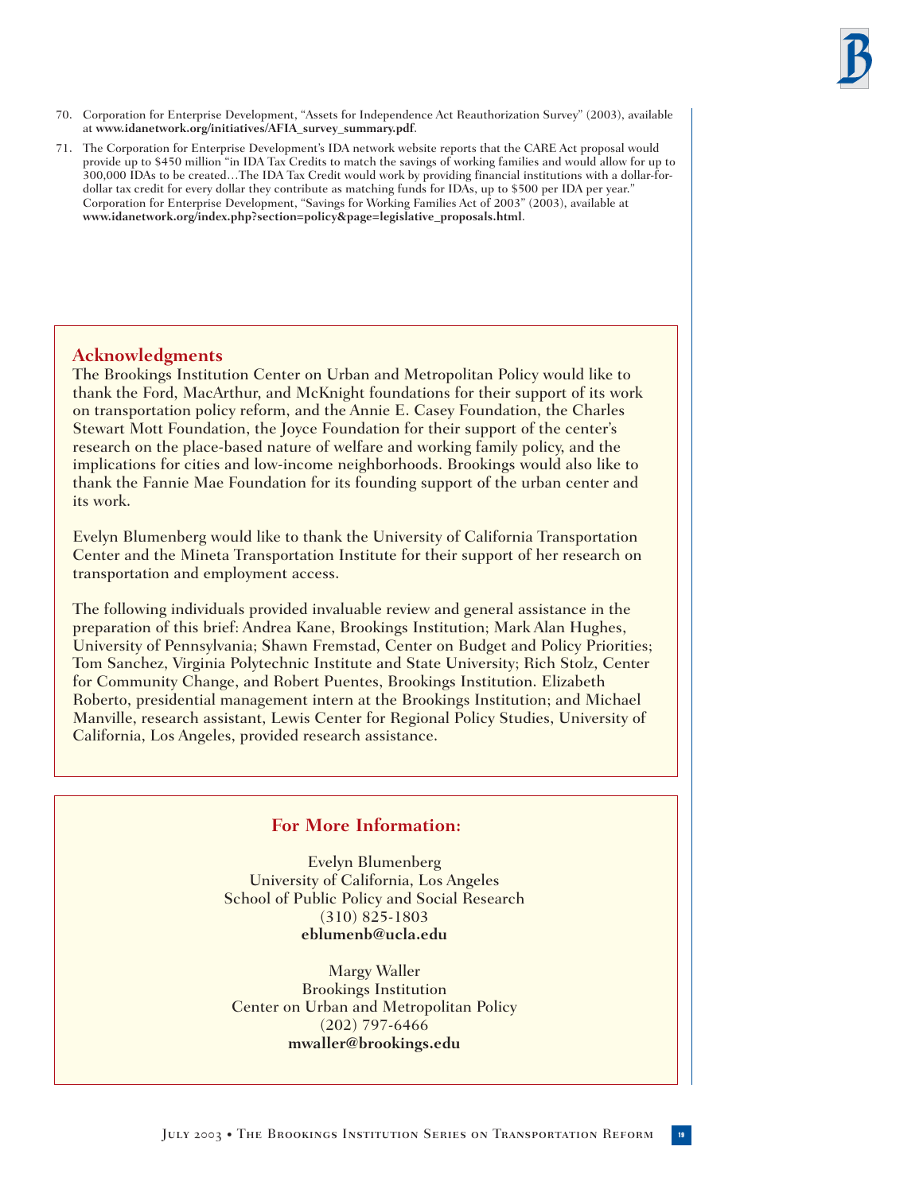70. Corporation for Enterprise Development, "Assets for Independence Act Reauthorization Survey" (2003), available at **www.idanetwork.org/initiatives/AFIA_survey_summary.pdf**.

71. The Corporation for Enterprise Development's IDA network website reports that the CARE Act proposal would provide up to $450 million "in IDA Tax Credits to match the savings of working families and would allow for up to 300,000 IDAs to be created…The IDA Tax Credit would work by providing financial institutions with a dollar-for-dollar tax credit for every dollar they contribute as matching funds for IDAs, up to $500 per IDA per year." Corporation for Enterprise Development, "Savings for Working Families Act of 2003" (2003), available at **www.idanetwork.org/index.php?section=policy&page=legislative_proposals.html**.

## Acknowledgments

The Brookings Institution Center on Urban and Metropolitan Policy would like to thank the Ford, MacArthur, and McKnight foundations for their support of its work on transportation policy reform, and the Annie E. Casey Foundation, the Charles Stewart Mott Foundation, the Joyce Foundation for their support of the center's research on the place-based nature of welfare and working family policy, and the implications for cities and low-income neighborhoods. Brookings would also like to thank the Fannie Mae Foundation for its founding support of the urban center and its work.

Evelyn Blumenberg would like to thank the University of California Transportation Center and the Mineta Transportation Institute for their support of her research on transportation and employment access.

The following individuals provided invaluable review and general assistance in the preparation of this brief: Andrea Kane, Brookings Institution; Mark Alan Hughes, University of Pennsylvania; Shawn Fremstad, Center on Budget and Policy Priorities; Tom Sanchez, Virginia Polytechnic Institute and State University; Rich Stolz, Center for Community Change, and Robert Puentes, Brookings Institution. Elizabeth Roberto, presidential management intern at the Brookings Institution; and Michael Manville, research assistant, Lewis Center for Regional Policy Studies, University of California, Los Angeles, provided research assistance.

## For More Information:

Evelyn Blumenberg
University of California, Los Angeles
School of Public Policy and Social Research
(310) 825-1803
**eblumenb@ucla.edu**

Margy Waller
Brookings Institution
Center on Urban and Metropolitan Policy
(202) 797-6466
**mwaller@brookings.edu**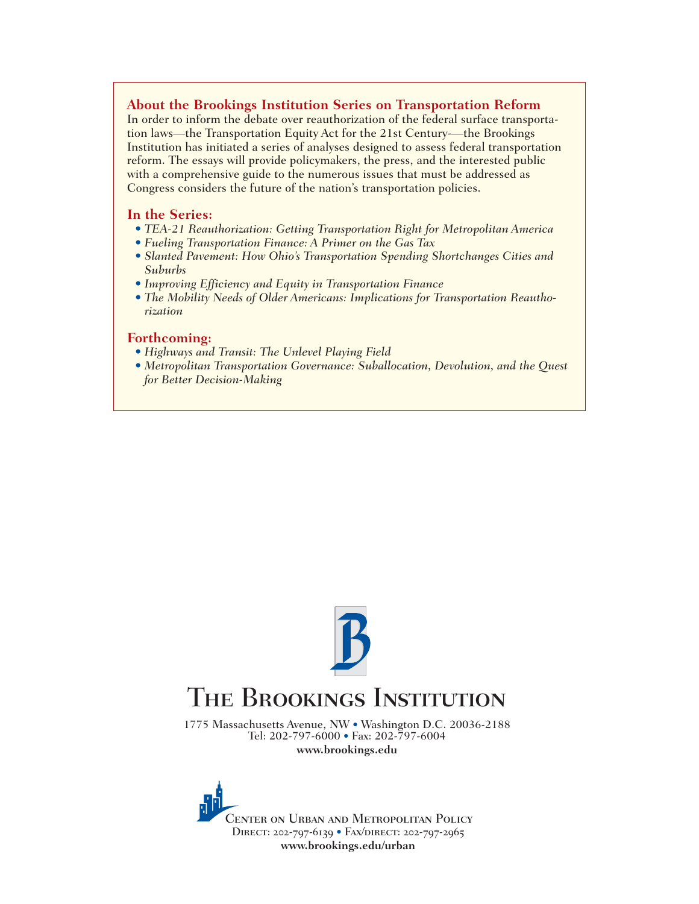## About the Brookings Institution Series on Transportation Reform

In order to inform the debate over reauthorization of the federal surface transportation laws—the Transportation Equity Act for the 21st Century-—the Brookings Institution has initiated a series of analyses designed to assess federal transportation reform. The essays will provide policymakers, the press, and the interested public with a comprehensive guide to the numerous issues that must be addressed as Congress considers the future of the nation's transportation policies.

## In the Series:

- *TEA-21 Reauthorization: Getting Transportation Right for Metropolitan America*
- *Fueling Transportation Finance: A Primer on the Gas Tax*
- *Slanted Pavement: How Ohio's Transportation Spending Shortchanges Cities and Suburbs*
- *Improving Efficiency and Equity in Transportation Finance*
- *The Mobility Needs of Older Americans: Implications for Transportation Reauthorization*

## Forthcoming:

- *Highways and Transit: The Unlevel Playing Field*
- *Metropolitan Transportation Governance: Suballocation, Devolution, and the Quest for Better Decision-Making*

# The Brookings Institution

1775 Massachusetts Avenue, NW • Washington D.C. 20036-2188
Tel: 202-797-6000 • Fax: 202-797-6004
**www.brookings.edu**

Center on Urban and Metropolitan Policy
Direct: 202-797-6139 • Fax/direct: 202-797-2965
**www.brookings.edu/urban**